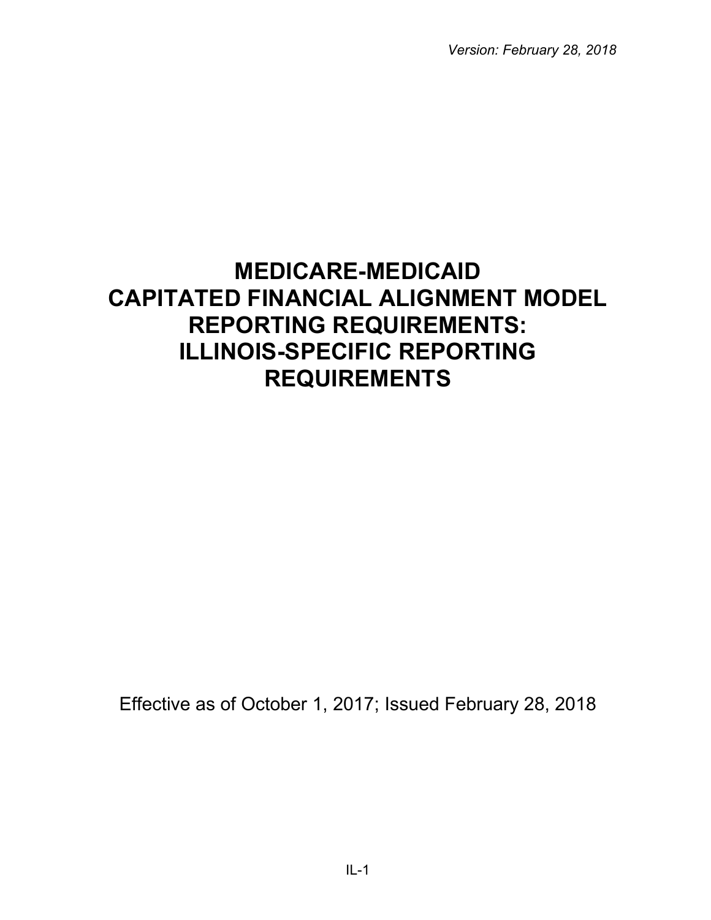*Version: February 28, 2018*

# MEDICARE-MEDICAID CAPITATED FINANCIAL ALIGNMENT MODEL REPORTING REQUIREMENTS: ILLINOIS-SPECIFIC REPORTING REQUIREMENTS

Effective as of October 1, 2017; Issued February 28, 2018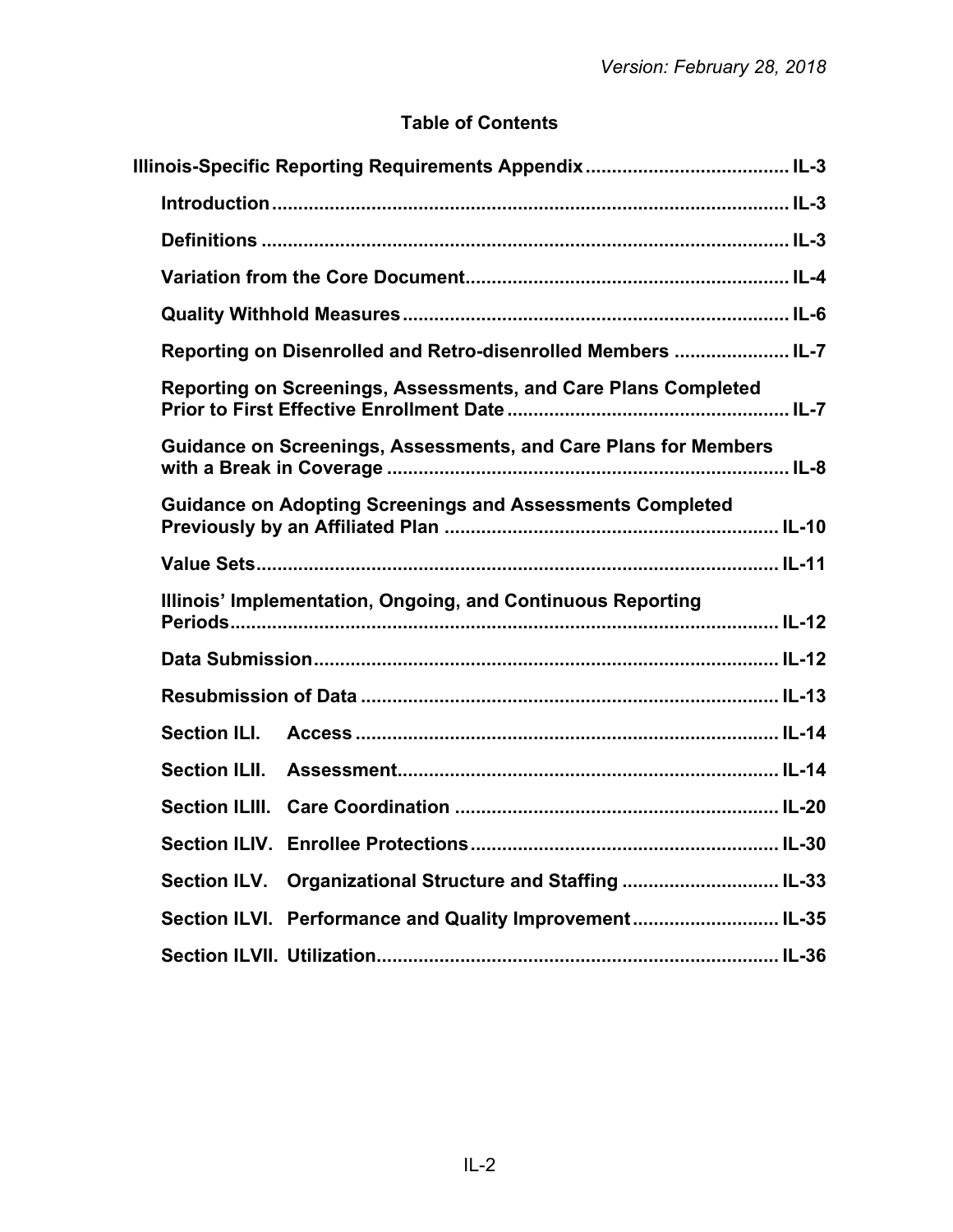## Table of Contents

**Illinois-Specific Reporting Requirements Appendix** .......... IL-3

- **Introduction** .......... IL-3
- **Definitions** .......... IL-3
- **Variation from the Core Document** .......... IL-4
- **Quality Withhold Measures** .......... IL-6
- **Reporting on Disenrolled and Retro-disenrolled Members** .......... IL-7
- **Reporting on Screenings, Assessments, and Care Plans Completed Prior to First Effective Enrollment Date** .......... IL-7
- **Guidance on Screenings, Assessments, and Care Plans for Members with a Break in Coverage** .......... IL-8
- **Guidance on Adopting Screenings and Assessments Completed Previously by an Affiliated Plan** .......... IL-10
- **Value Sets** .......... IL-11
- **Illinois' Implementation, Ongoing, and Continuous Reporting Periods** .......... IL-12
- **Data Submission** .......... IL-12
- **Resubmission of Data** .......... IL-13
- **Section ILI. Access** .......... IL-14
- **Section ILII. Assessment** .......... IL-14
- **Section ILIII. Care Coordination** .......... IL-20
- **Section ILIV. Enrollee Protections** .......... IL-30
- **Section ILV. Organizational Structure and Staffing** .......... IL-33
- **Section ILVI. Performance and Quality Improvement** .......... IL-35
- **Section ILVII. Utilization** .......... IL-36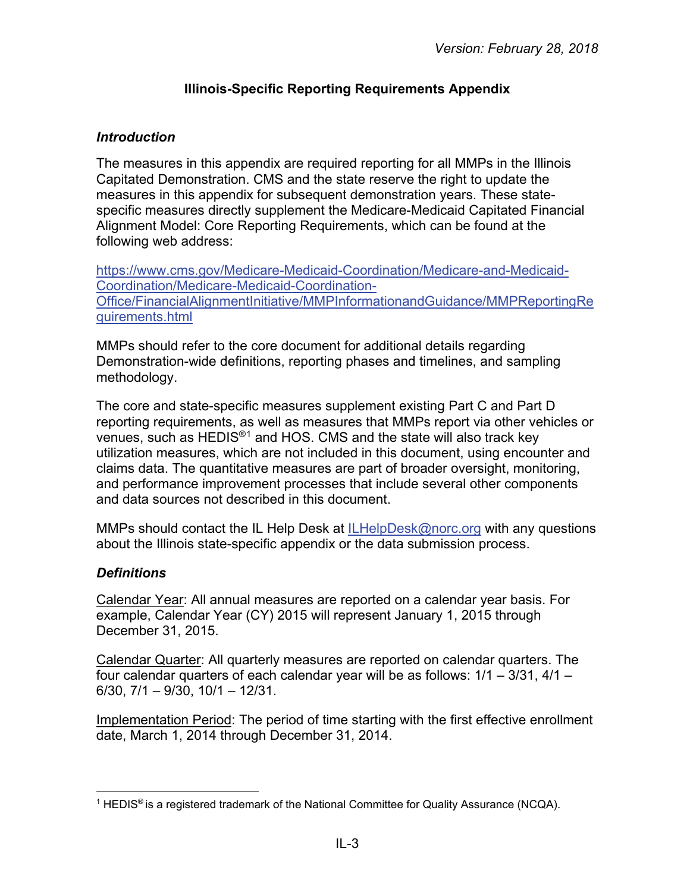# Illinois-Specific Reporting Requirements Appendix

### *Introduction*

The measures in this appendix are required reporting for all MMPs in the Illinois Capitated Demonstration. CMS and the state reserve the right to update the measures in this appendix for subsequent demonstration years. These state-specific measures directly supplement the Medicare-Medicaid Capitated Financial Alignment Model: Core Reporting Requirements, which can be found at the following web address:

[https://www.cms.gov/Medicare-Medicaid-Coordination/Medicare-and-Medicaid-Coordination/Medicare-Medicaid-Coordination-Office/FinancialAlignmentInitiative/MMPInformationandGuidance/MMPReportingRequirements.html](https://www.cms.gov/Medicare-Medicaid-Coordination/Medicare-and-Medicaid-Coordination/Medicare-Medicaid-Coordination-Office/FinancialAlignmentInitiative/MMPInformationandGuidance/MMPReportingRequirements.html)

MMPs should refer to the core document for additional details regarding Demonstration-wide definitions, reporting phases and timelines, and sampling methodology.

The core and state-specific measures supplement existing Part C and Part D reporting requirements, as well as measures that MMPs report via other vehicles or venues, such as HEDIS®[1] and HOS. CMS and the state will also track key utilization measures, which are not included in this document, using encounter and claims data. The quantitative measures are part of broader oversight, monitoring, and performance improvement processes that include several other components and data sources not described in this document.

MMPs should contact the IL Help Desk at [ILHelpDesk@norc.org](mailto:ILHelpDesk@norc.org) with any questions about the Illinois state-specific appendix or the data submission process.

### *Definitions*

Calendar Year: All annual measures are reported on a calendar year basis. For example, Calendar Year (CY) 2015 will represent January 1, 2015 through December 31, 2015.

Calendar Quarter: All quarterly measures are reported on calendar quarters. The four calendar quarters of each calendar year will be as follows: 1/1 – 3/31, 4/1 – 6/30, 7/1 – 9/30, 10/1 – 12/31.

Implementation Period: The period of time starting with the first effective enrollment date, March 1, 2014 through December 31, 2014.

---

[1] HEDIS® is a registered trademark of the National Committee for Quality Assurance (NCQA).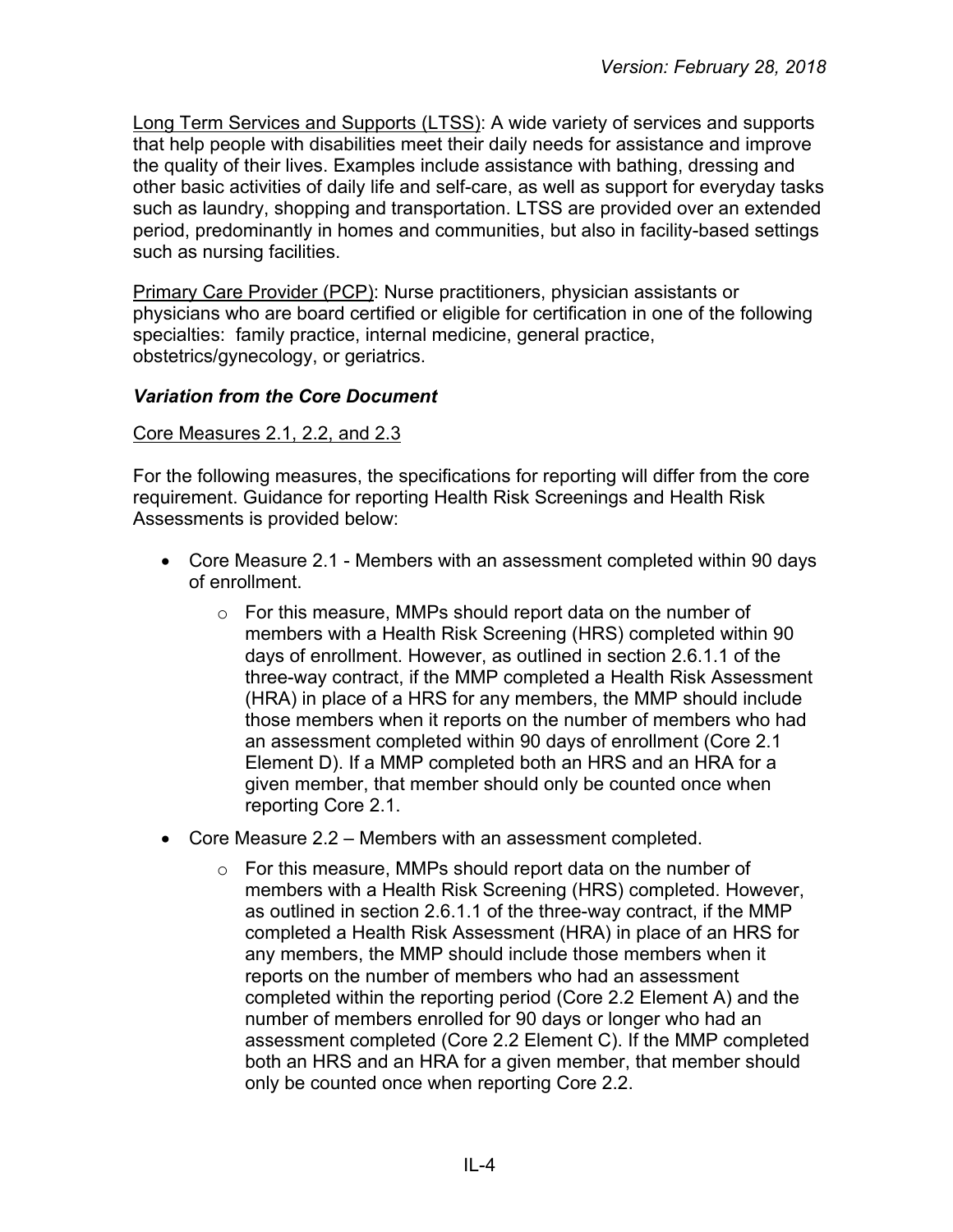Long Term Services and Supports (LTSS): A wide variety of services and supports that help people with disabilities meet their daily needs for assistance and improve the quality of their lives. Examples include assistance with bathing, dressing and other basic activities of daily life and self-care, as well as support for everyday tasks such as laundry, shopping and transportation. LTSS are provided over an extended period, predominantly in homes and communities, but also in facility-based settings such as nursing facilities.

Primary Care Provider (PCP): Nurse practitioners, physician assistants or physicians who are board certified or eligible for certification in one of the following specialties: family practice, internal medicine, general practice, obstetrics/gynecology, or geriatrics.

### *Variation from the Core Document*

Core Measures 2.1, 2.2, and 2.3

For the following measures, the specifications for reporting will differ from the core requirement. Guidance for reporting Health Risk Screenings and Health Risk Assessments is provided below:

- Core Measure 2.1 - Members with an assessment completed within 90 days of enrollment.
  - For this measure, MMPs should report data on the number of members with a Health Risk Screening (HRS) completed within 90 days of enrollment. However, as outlined in section 2.6.1.1 of the three-way contract, if the MMP completed a Health Risk Assessment (HRA) in place of a HRS for any members, the MMP should include those members when it reports on the number of members who had an assessment completed within 90 days of enrollment (Core 2.1 Element D). If a MMP completed both an HRS and an HRA for a given member, that member should only be counted once when reporting Core 2.1.
- Core Measure 2.2 – Members with an assessment completed.
  - For this measure, MMPs should report data on the number of members with a Health Risk Screening (HRS) completed. However, as outlined in section 2.6.1.1 of the three-way contract, if the MMP completed a Health Risk Assessment (HRA) in place of an HRS for any members, the MMP should include those members when it reports on the number of members who had an assessment completed within the reporting period (Core 2.2 Element A) and the number of members enrolled for 90 days or longer who had an assessment completed (Core 2.2 Element C). If the MMP completed both an HRS and an HRA for a given member, that member should only be counted once when reporting Core 2.2.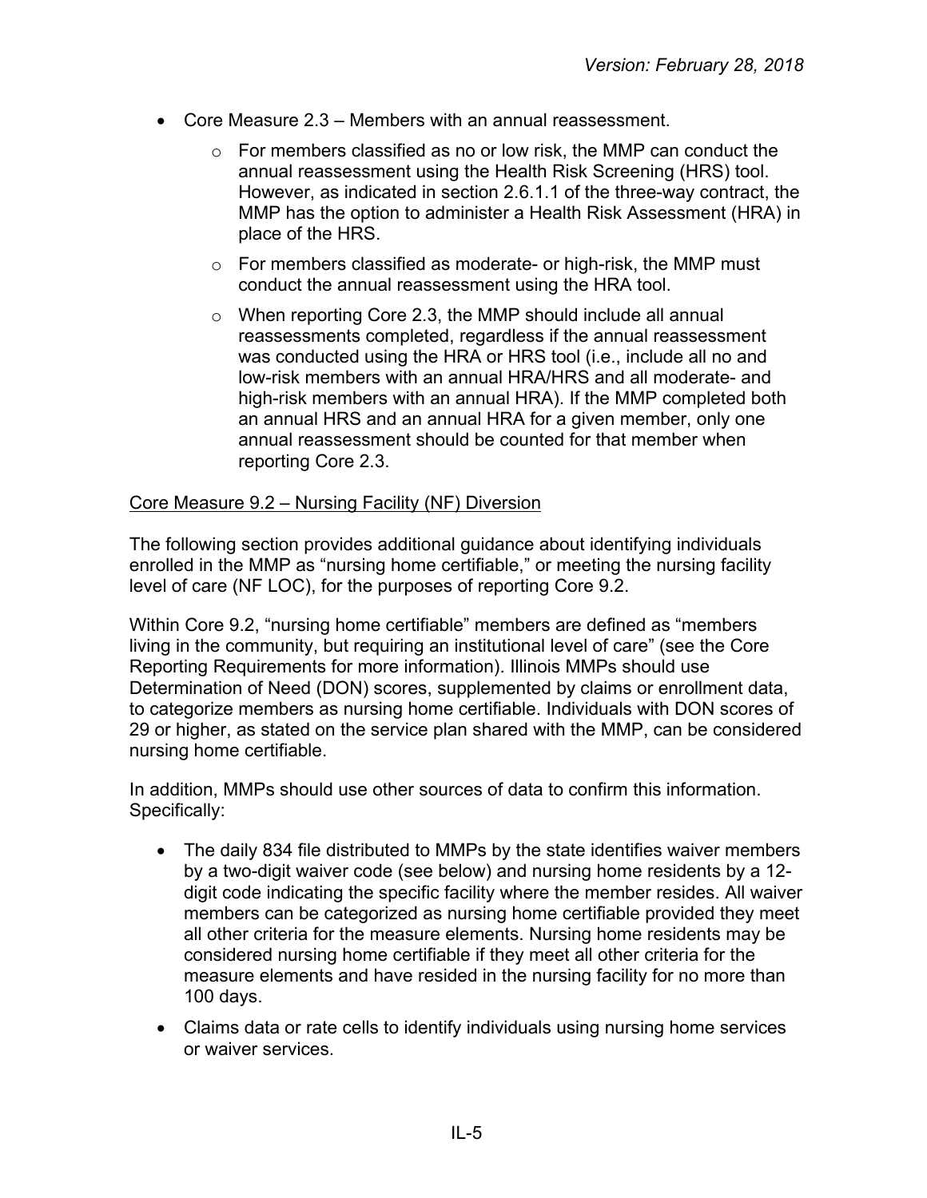- Core Measure 2.3 – Members with an annual reassessment.
  - For members classified as no or low risk, the MMP can conduct the annual reassessment using the Health Risk Screening (HRS) tool. However, as indicated in section 2.6.1.1 of the three-way contract, the MMP has the option to administer a Health Risk Assessment (HRA) in place of the HRS.
  - For members classified as moderate- or high-risk, the MMP must conduct the annual reassessment using the HRA tool.
  - When reporting Core 2.3, the MMP should include all annual reassessments completed, regardless if the annual reassessment was conducted using the HRA or HRS tool (i.e., include all no and low-risk members with an annual HRA/HRS and all moderate- and high-risk members with an annual HRA). If the MMP completed both an annual HRS and an annual HRA for a given member, only one annual reassessment should be counted for that member when reporting Core 2.3.

Core Measure 9.2 – Nursing Facility (NF) Diversion

The following section provides additional guidance about identifying individuals enrolled in the MMP as "nursing home certifiable," or meeting the nursing facility level of care (NF LOC), for the purposes of reporting Core 9.2.

Within Core 9.2, "nursing home certifiable" members are defined as "members living in the community, but requiring an institutional level of care" (see the Core Reporting Requirements for more information). Illinois MMPs should use Determination of Need (DON) scores, supplemented by claims or enrollment data, to categorize members as nursing home certifiable. Individuals with DON scores of 29 or higher, as stated on the service plan shared with the MMP, can be considered nursing home certifiable.

In addition, MMPs should use other sources of data to confirm this information. Specifically:

- The daily 834 file distributed to MMPs by the state identifies waiver members by a two-digit waiver code (see below) and nursing home residents by a 12-digit code indicating the specific facility where the member resides. All waiver members can be categorized as nursing home certifiable provided they meet all other criteria for the measure elements. Nursing home residents may be considered nursing home certifiable if they meet all other criteria for the measure elements and have resided in the nursing facility for no more than 100 days.
- Claims data or rate cells to identify individuals using nursing home services or waiver services.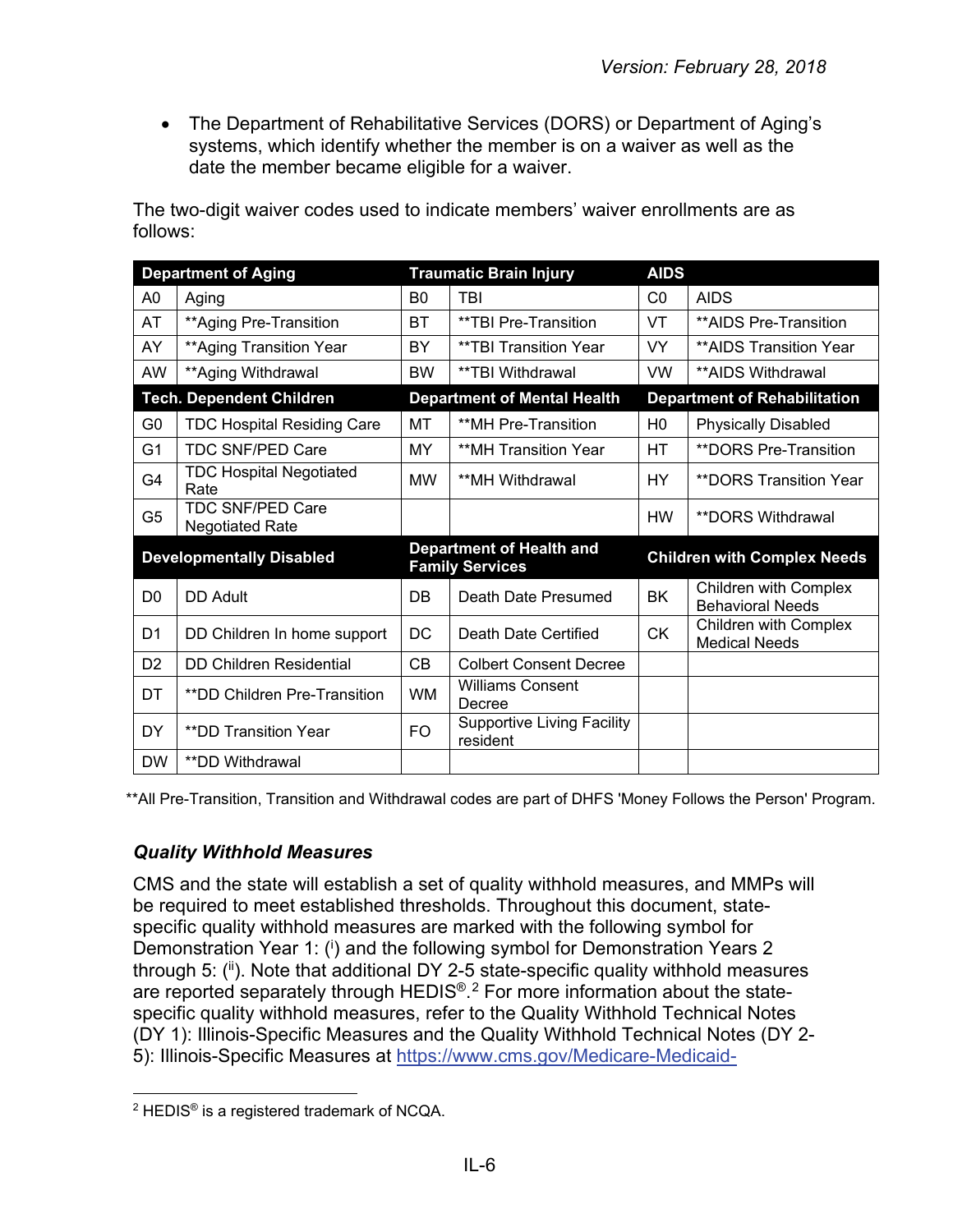- The Department of Rehabilitative Services (DORS) or Department of Aging's systems, which identify whether the member is on a waiver as well as the date the member became eligible for a waiver.

The two-digit waiver codes used to indicate members' waiver enrollments are as follows:

| **Department of Aging** | | **Traumatic Brain Injury** | | **AIDS** | |
|---|---|---|---|---|---|
| A0 | Aging | B0 | TBI | C0 | AIDS |
| AT | **Aging Pre-Transition | BT | **TBI Pre-Transition | VT | **AIDS Pre-Transition |
| AY | **Aging Transition Year | BY | **TBI Transition Year | VY | **AIDS Transition Year |
| AW | **Aging Withdrawal | BW | **TBI Withdrawal | VW | **AIDS Withdrawal |
| **Tech. Dependent Children** | | **Department of Mental Health** | | **Department of Rehabilitation** | |
| G0 | TDC Hospital Residing Care | MT | **MH Pre-Transition | H0 | Physically Disabled |
| G1 | TDC SNF/PED Care | MY | **MH Transition Year | HT | **DORS Pre-Transition |
| G4 | TDC Hospital Negotiated Rate | MW | **MH Withdrawal | HY | **DORS Transition Year |
| G5 | TDC SNF/PED Care Negotiated Rate | | | HW | **DORS Withdrawal |
| **Developmentally Disabled** | | **Department of Health and Family Services** | | **Children with Complex Needs** | |
| D0 | DD Adult | DB | Death Date Presumed | BK | Children with Complex Behavioral Needs |
| D1 | DD Children In home support | DC | Death Date Certified | CK | Children with Complex Medical Needs |
| D2 | DD Children Residential | CB | Colbert Consent Decree | | |
| DT | **DD Children Pre-Transition | WM | Williams Consent Decree | | |
| DY | **DD Transition Year | FO | Supportive Living Facility resident | | |
| DW | **DD Withdrawal | | | | |

**All Pre-Transition, Transition and Withdrawal codes are part of DHFS 'Money Follows the Person' Program.

### *Quality Withhold Measures*

CMS and the state will establish a set of quality withhold measures, and MMPs will be required to meet established thresholds. Throughout this document, state-specific quality withhold measures are marked with the following symbol for Demonstration Year 1: (i) and the following symbol for Demonstration Years 2 through 5: (ii). Note that additional DY 2-5 state-specific quality withhold measures are reported separately through HEDIS®.[2] For more information about the state-specific quality withhold measures, refer to the Quality Withhold Technical Notes (DY 1): Illinois-Specific Measures and the Quality Withhold Technical Notes (DY 2-5): Illinois-Specific Measures at https://www.cms.gov/Medicare-Medicaid-

[2] HEDIS® is a registered trademark of NCQA.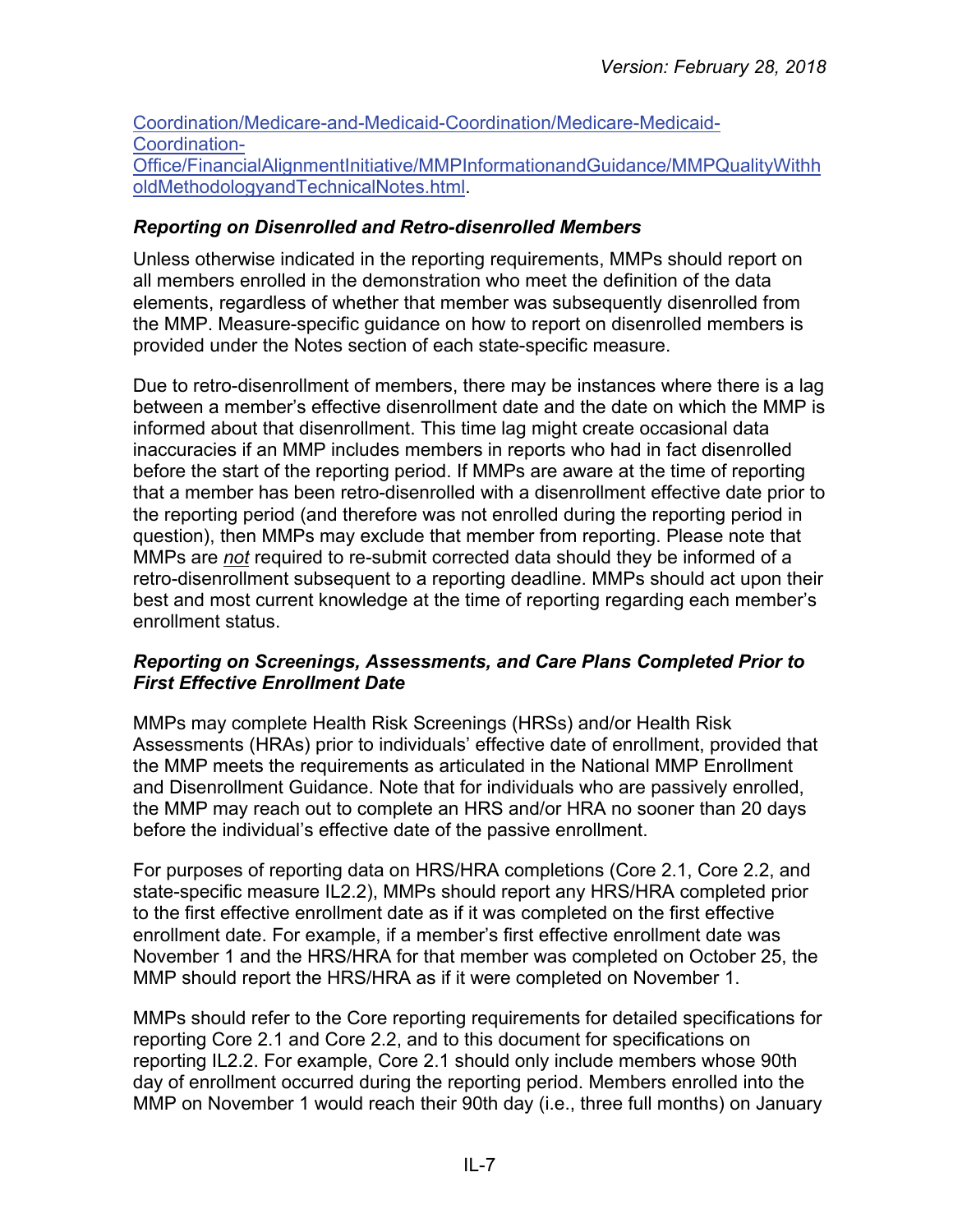[Coordination/Medicare-and-Medicaid-Coordination/Medicare-Medicaid-Coordination-Office/FinancialAlignmentInitiative/MMPInformationandGuidance/MMPQualityWithholdMethodologyandTechnicalNotes.html](Coordination/Medicare-and-Medicaid-Coordination/Medicare-Medicaid-Coordination-Office/FinancialAlignmentInitiative/MMPInformationandGuidance/MMPQualityWithholdMethodologyandTechnicalNotes.html).

### *Reporting on Disenrolled and Retro-disenrolled Members*

Unless otherwise indicated in the reporting requirements, MMPs should report on all members enrolled in the demonstration who meet the definition of the data elements, regardless of whether that member was subsequently disenrolled from the MMP. Measure-specific guidance on how to report on disenrolled members is provided under the Notes section of each state-specific measure.

Due to retro-disenrollment of members, there may be instances where there is a lag between a member's effective disenrollment date and the date on which the MMP is informed about that disenrollment. This time lag might create occasional data inaccuracies if an MMP includes members in reports who had in fact disenrolled before the start of the reporting period. If MMPs are aware at the time of reporting that a member has been retro-disenrolled with a disenrollment effective date prior to the reporting period (and therefore was not enrolled during the reporting period in question), then MMPs may exclude that member from reporting. Please note that MMPs are ***not*** required to re-submit corrected data should they be informed of a retro-disenrollment subsequent to a reporting deadline. MMPs should act upon their best and most current knowledge at the time of reporting regarding each member's enrollment status.

### *Reporting on Screenings, Assessments, and Care Plans Completed Prior to First Effective Enrollment Date*

MMPs may complete Health Risk Screenings (HRSs) and/or Health Risk Assessments (HRAs) prior to individuals' effective date of enrollment, provided that the MMP meets the requirements as articulated in the National MMP Enrollment and Disenrollment Guidance. Note that for individuals who are passively enrolled, the MMP may reach out to complete an HRS and/or HRA no sooner than 20 days before the individual's effective date of the passive enrollment.

For purposes of reporting data on HRS/HRA completions (Core 2.1, Core 2.2, and state-specific measure IL2.2), MMPs should report any HRS/HRA completed prior to the first effective enrollment date as if it was completed on the first effective enrollment date. For example, if a member's first effective enrollment date was November 1 and the HRS/HRA for that member was completed on October 25, the MMP should report the HRS/HRA as if it were completed on November 1.

MMPs should refer to the Core reporting requirements for detailed specifications for reporting Core 2.1 and Core 2.2, and to this document for specifications on reporting IL2.2. For example, Core 2.1 should only include members whose 90th day of enrollment occurred during the reporting period. Members enrolled into the MMP on November 1 would reach their 90th day (i.e., three full months) on January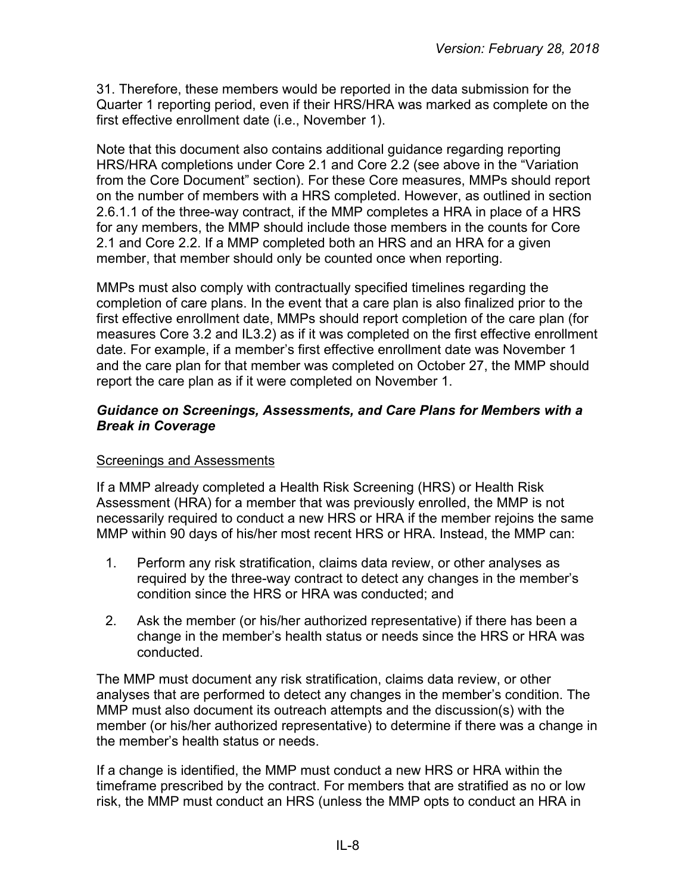31. Therefore, these members would be reported in the data submission for the Quarter 1 reporting period, even if their HRS/HRA was marked as complete on the first effective enrollment date (i.e., November 1).

Note that this document also contains additional guidance regarding reporting HRS/HRA completions under Core 2.1 and Core 2.2 (see above in the "Variation from the Core Document" section). For these Core measures, MMPs should report on the number of members with a HRS completed. However, as outlined in section 2.6.1.1 of the three-way contract, if the MMP completes a HRA in place of a HRS for any members, the MMP should include those members in the counts for Core 2.1 and Core 2.2. If a MMP completed both an HRS and an HRA for a given member, that member should only be counted once when reporting.

MMPs must also comply with contractually specified timelines regarding the completion of care plans. In the event that a care plan is also finalized prior to the first effective enrollment date, MMPs should report completion of the care plan (for measures Core 3.2 and IL3.2) as if it was completed on the first effective enrollment date. For example, if a member's first effective enrollment date was November 1 and the care plan for that member was completed on October 27, the MMP should report the care plan as if it were completed on November 1.

### ***Guidance on Screenings, Assessments, and Care Plans for Members with a Break in Coverage***

#### Screenings and Assessments

If a MMP already completed a Health Risk Screening (HRS) or Health Risk Assessment (HRA) for a member that was previously enrolled, the MMP is not necessarily required to conduct a new HRS or HRA if the member rejoins the same MMP within 90 days of his/her most recent HRS or HRA. Instead, the MMP can:

1. Perform any risk stratification, claims data review, or other analyses as required by the three-way contract to detect any changes in the member's condition since the HRS or HRA was conducted; and
2. Ask the member (or his/her authorized representative) if there has been a change in the member's health status or needs since the HRS or HRA was conducted.

The MMP must document any risk stratification, claims data review, or other analyses that are performed to detect any changes in the member's condition. The MMP must also document its outreach attempts and the discussion(s) with the member (or his/her authorized representative) to determine if there was a change in the member's health status or needs.

If a change is identified, the MMP must conduct a new HRS or HRA within the timeframe prescribed by the contract. For members that are stratified as no or low risk, the MMP must conduct an HRS (unless the MMP opts to conduct an HRA in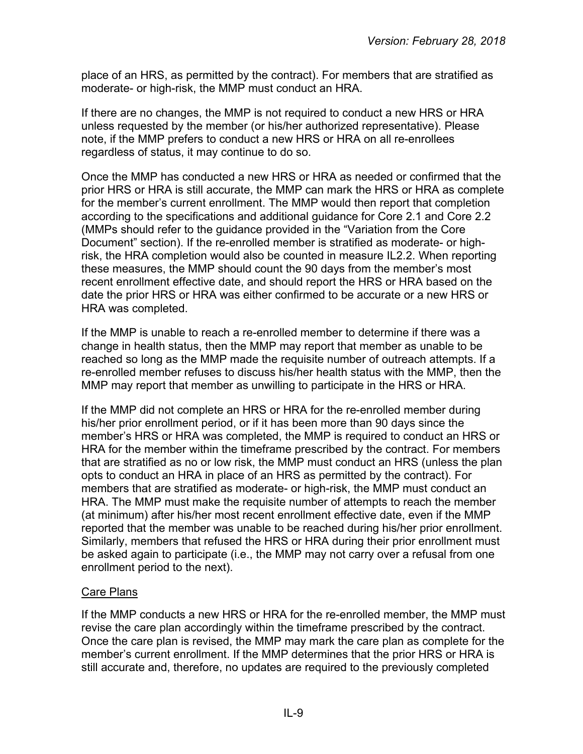place of an HRS, as permitted by the contract). For members that are stratified as moderate- or high-risk, the MMP must conduct an HRA.

If there are no changes, the MMP is not required to conduct a new HRS or HRA unless requested by the member (or his/her authorized representative). Please note, if the MMP prefers to conduct a new HRS or HRA on all re-enrollees regardless of status, it may continue to do so.

Once the MMP has conducted a new HRS or HRA as needed or confirmed that the prior HRS or HRA is still accurate, the MMP can mark the HRS or HRA as complete for the member's current enrollment. The MMP would then report that completion according to the specifications and additional guidance for Core 2.1 and Core 2.2 (MMPs should refer to the guidance provided in the "Variation from the Core Document" section). If the re-enrolled member is stratified as moderate- or high-risk, the HRA completion would also be counted in measure IL2.2. When reporting these measures, the MMP should count the 90 days from the member's most recent enrollment effective date, and should report the HRS or HRA based on the date the prior HRS or HRA was either confirmed to be accurate or a new HRS or HRA was completed.

If the MMP is unable to reach a re-enrolled member to determine if there was a change in health status, then the MMP may report that member as unable to be reached so long as the MMP made the requisite number of outreach attempts. If a re-enrolled member refuses to discuss his/her health status with the MMP, then the MMP may report that member as unwilling to participate in the HRS or HRA.

If the MMP did not complete an HRS or HRA for the re-enrolled member during his/her prior enrollment period, or if it has been more than 90 days since the member's HRS or HRA was completed, the MMP is required to conduct an HRS or HRA for the member within the timeframe prescribed by the contract. For members that are stratified as no or low risk, the MMP must conduct an HRS (unless the plan opts to conduct an HRA in place of an HRS as permitted by the contract). For members that are stratified as moderate- or high-risk, the MMP must conduct an HRA. The MMP must make the requisite number of attempts to reach the member (at minimum) after his/her most recent enrollment effective date, even if the MMP reported that the member was unable to be reached during his/her prior enrollment. Similarly, members that refused the HRS or HRA during their prior enrollment must be asked again to participate (i.e., the MMP may not carry over a refusal from one enrollment period to the next).

<u>Care Plans</u>

If the MMP conducts a new HRS or HRA for the re-enrolled member, the MMP must revise the care plan accordingly within the timeframe prescribed by the contract. Once the care plan is revised, the MMP may mark the care plan as complete for the member's current enrollment. If the MMP determines that the prior HRS or HRA is still accurate and, therefore, no updates are required to the previously completed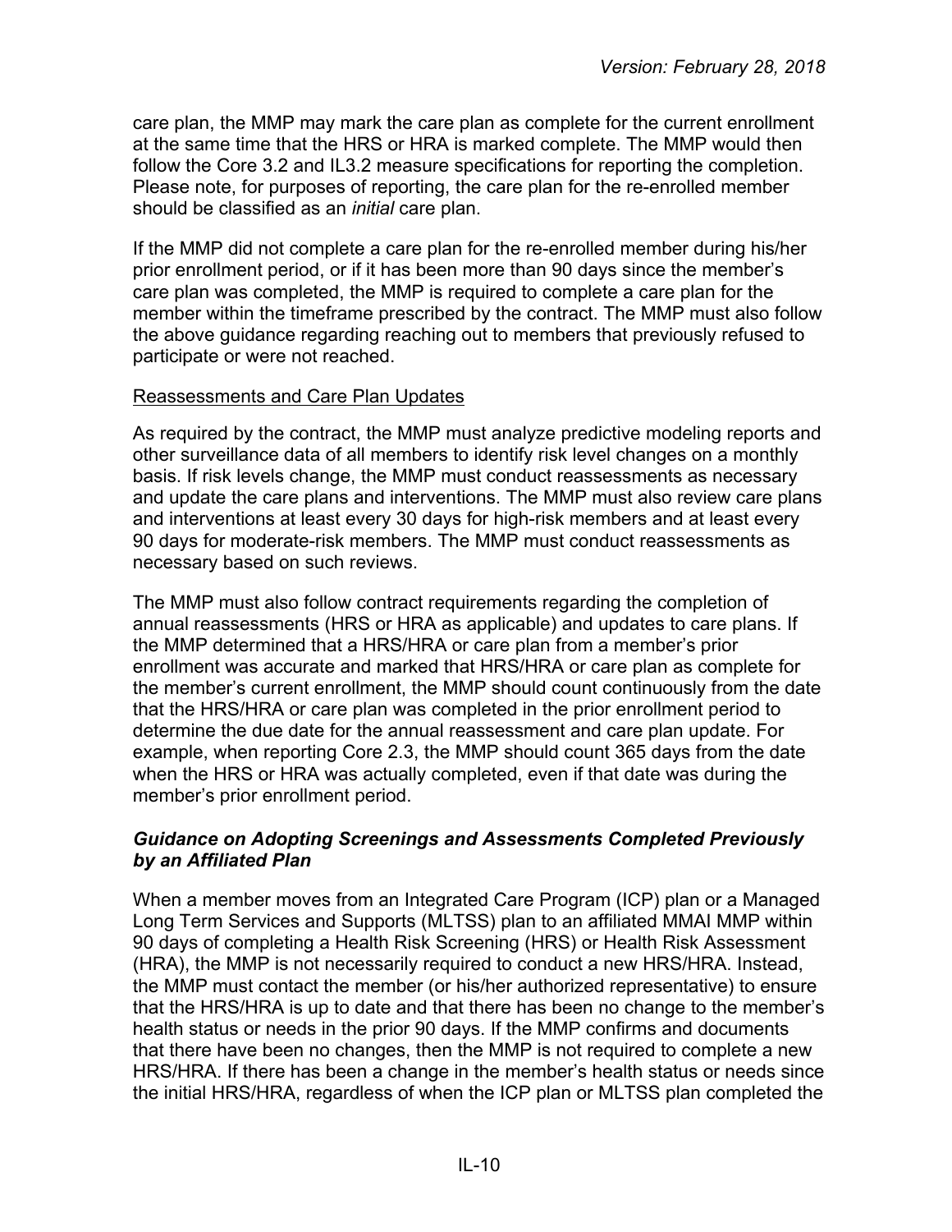care plan, the MMP may mark the care plan as complete for the current enrollment at the same time that the HRS or HRA is marked complete. The MMP would then follow the Core 3.2 and IL3.2 measure specifications for reporting the completion. Please note, for purposes of reporting, the care plan for the re-enrolled member should be classified as an *initial* care plan.

If the MMP did not complete a care plan for the re-enrolled member during his/her prior enrollment period, or if it has been more than 90 days since the member's care plan was completed, the MMP is required to complete a care plan for the member within the timeframe prescribed by the contract. The MMP must also follow the above guidance regarding reaching out to members that previously refused to participate or were not reached.

<u>Reassessments and Care Plan Updates</u>

As required by the contract, the MMP must analyze predictive modeling reports and other surveillance data of all members to identify risk level changes on a monthly basis. If risk levels change, the MMP must conduct reassessments as necessary and update the care plans and interventions. The MMP must also review care plans and interventions at least every 30 days for high-risk members and at least every 90 days for moderate-risk members. The MMP must conduct reassessments as necessary based on such reviews.

The MMP must also follow contract requirements regarding the completion of annual reassessments (HRS or HRA as applicable) and updates to care plans. If the MMP determined that a HRS/HRA or care plan from a member's prior enrollment was accurate and marked that HRS/HRA or care plan as complete for the member's current enrollment, the MMP should count continuously from the date that the HRS/HRA or care plan was completed in the prior enrollment period to determine the due date for the annual reassessment and care plan update. For example, when reporting Core 2.3, the MMP should count 365 days from the date when the HRS or HRA was actually completed, even if that date was during the member's prior enrollment period.

### *Guidance on Adopting Screenings and Assessments Completed Previously by an Affiliated Plan*

When a member moves from an Integrated Care Program (ICP) plan or a Managed Long Term Services and Supports (MLTSS) plan to an affiliated MMAI MMP within 90 days of completing a Health Risk Screening (HRS) or Health Risk Assessment (HRA), the MMP is not necessarily required to conduct a new HRS/HRA. Instead, the MMP must contact the member (or his/her authorized representative) to ensure that the HRS/HRA is up to date and that there has been no change to the member's health status or needs in the prior 90 days. If the MMP confirms and documents that there have been no changes, then the MMP is not required to complete a new HRS/HRA. If there has been a change in the member's health status or needs since the initial HRS/HRA, regardless of when the ICP plan or MLTSS plan completed the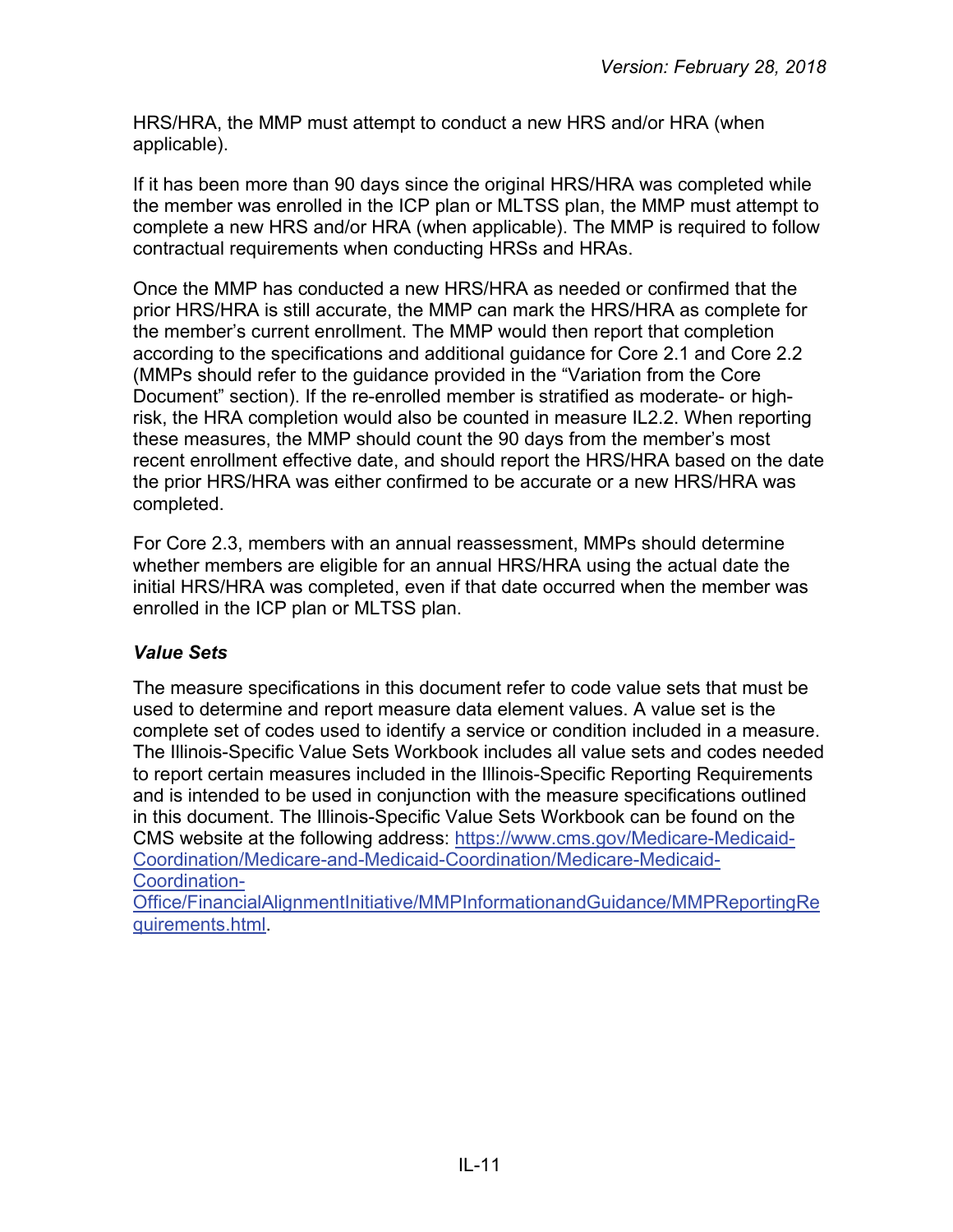HRS/HRA, the MMP must attempt to conduct a new HRS and/or HRA (when applicable).

If it has been more than 90 days since the original HRS/HRA was completed while the member was enrolled in the ICP plan or MLTSS plan, the MMP must attempt to complete a new HRS and/or HRA (when applicable). The MMP is required to follow contractual requirements when conducting HRSs and HRAs.

Once the MMP has conducted a new HRS/HRA as needed or confirmed that the prior HRS/HRA is still accurate, the MMP can mark the HRS/HRA as complete for the member's current enrollment. The MMP would then report that completion according to the specifications and additional guidance for Core 2.1 and Core 2.2 (MMPs should refer to the guidance provided in the "Variation from the Core Document" section). If the re-enrolled member is stratified as moderate- or high-risk, the HRA completion would also be counted in measure IL2.2. When reporting these measures, the MMP should count the 90 days from the member's most recent enrollment effective date, and should report the HRS/HRA based on the date the prior HRS/HRA was either confirmed to be accurate or a new HRS/HRA was completed.

For Core 2.3, members with an annual reassessment, MMPs should determine whether members are eligible for an annual HRS/HRA using the actual date the initial HRS/HRA was completed, even if that date occurred when the member was enrolled in the ICP plan or MLTSS plan.

### *Value Sets*

The measure specifications in this document refer to code value sets that must be used to determine and report measure data element values. A value set is the complete set of codes used to identify a service or condition included in a measure. The Illinois-Specific Value Sets Workbook includes all value sets and codes needed to report certain measures included in the Illinois-Specific Reporting Requirements and is intended to be used in conjunction with the measure specifications outlined in this document. The Illinois-Specific Value Sets Workbook can be found on the CMS website at the following address: [https://www.cms.gov/Medicare-Medicaid-Coordination/Medicare-and-Medicaid-Coordination/Medicare-Medicaid-Coordination-Office/FinancialAlignmentInitiative/MMPInformationandGuidance/MMPReportingRequirements.html](https://www.cms.gov/Medicare-Medicaid-Coordination/Medicare-and-Medicaid-Coordination/Medicare-Medicaid-Coordination-Office/FinancialAlignmentInitiative/MMPInformationandGuidance/MMPReportingRequirements.html).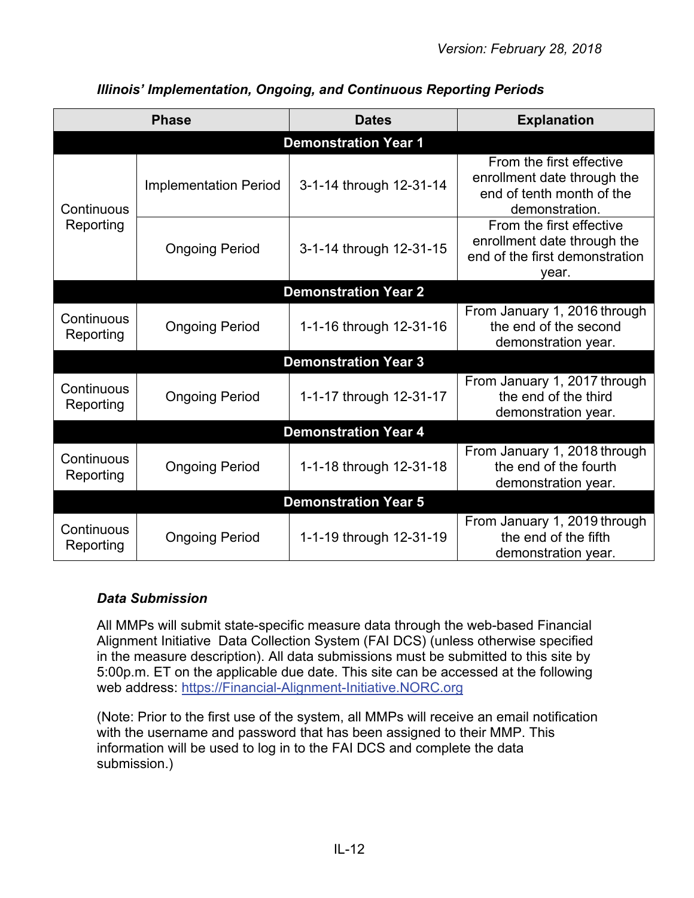Version: February 28, 2018

***Illinois' Implementation, Ongoing, and Continuous Reporting Periods***

| Phase | | Dates | Explanation |
|---|---|---|---|
| **Demonstration Year 1** | | | |
| Continuous Reporting | Implementation Period | 3-1-14 through 12-31-14 | From the first effective enrollment date through the end of tenth month of the demonstration. |
| Continuous Reporting | Ongoing Period | 3-1-14 through 12-31-15 | From the first effective enrollment date through the end of the first demonstration year. |
| **Demonstration Year 2** | | | |
| Continuous Reporting | Ongoing Period | 1-1-16 through 12-31-16 | From January 1, 2016 through the end of the second demonstration year. |
| **Demonstration Year 3** | | | |
| Continuous Reporting | Ongoing Period | 1-1-17 through 12-31-17 | From January 1, 2017 through the end of the third demonstration year. |
| **Demonstration Year 4** | | | |
| Continuous Reporting | Ongoing Period | 1-1-18 through 12-31-18 | From January 1, 2018 through the end of the fourth demonstration year. |
| **Demonstration Year 5** | | | |
| Continuous Reporting | Ongoing Period | 1-1-19 through 12-31-19 | From January 1, 2019 through the end of the fifth demonstration year. |

***Data Submission***

All MMPs will submit state-specific measure data through the web-based Financial Alignment Initiative Data Collection System (FAI DCS) (unless otherwise specified in the measure description). All data submissions must be submitted to this site by 5:00p.m. ET on the applicable due date. This site can be accessed at the following web address: https://Financial-Alignment-Initiative.NORC.org

(Note: Prior to the first use of the system, all MMPs will receive an email notification with the username and password that has been assigned to their MMP. This information will be used to log in to the FAI DCS and complete the data submission.)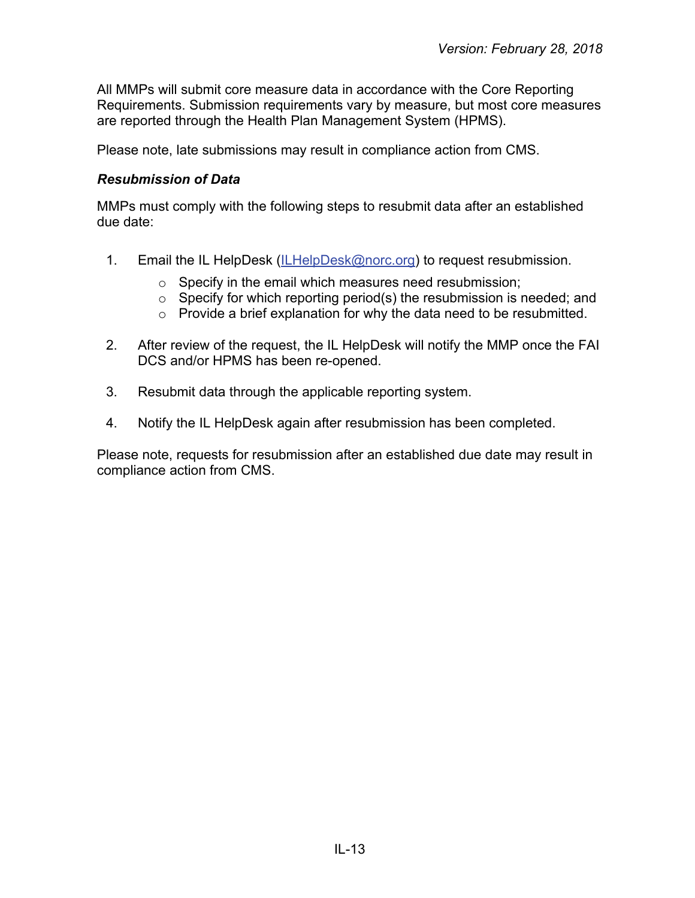All MMPs will submit core measure data in accordance with the Core Reporting Requirements. Submission requirements vary by measure, but most core measures are reported through the Health Plan Management System (HPMS).

Please note, late submissions may result in compliance action from CMS.

### *Resubmission of Data*

MMPs must comply with the following steps to resubmit data after an established due date:

1. Email the IL HelpDesk ([ILHelpDesk@norc.org](mailto:ILHelpDesk@norc.org)) to request resubmission.
   - Specify in the email which measures need resubmission;
   - Specify for which reporting period(s) the resubmission is needed; and
   - Provide a brief explanation for why the data need to be resubmitted.
2. After review of the request, the IL HelpDesk will notify the MMP once the FAI DCS and/or HPMS has been re-opened.
3. Resubmit data through the applicable reporting system.
4. Notify the IL HelpDesk again after resubmission has been completed.

Please note, requests for resubmission after an established due date may result in compliance action from CMS.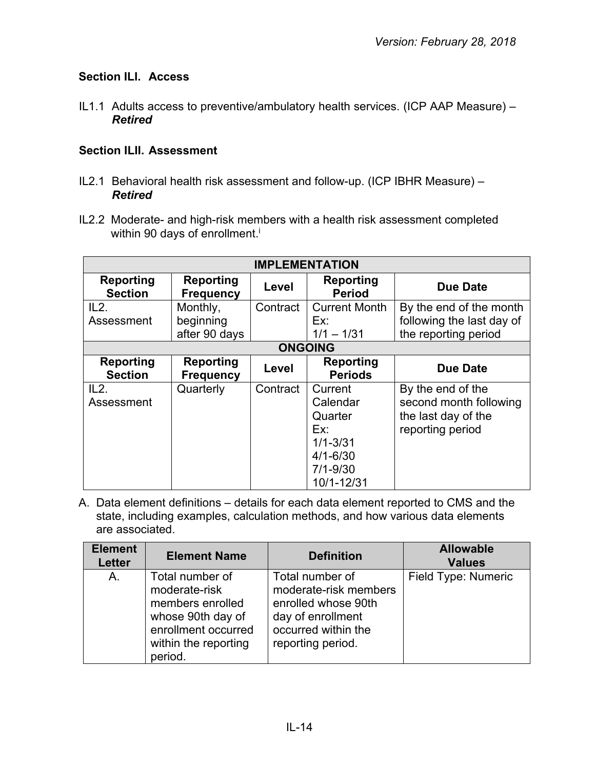### Section ILI. Access

IL1.1 Adults access to preventive/ambulatory health services. (ICP AAP Measure) – ***Retired***

### Section ILII. Assessment

IL2.1 Behavioral health risk assessment and follow-up. (ICP IBHR Measure) – ***Retired***

IL2.2 Moderate- and high-risk members with a health risk assessment completed within 90 days of enrollment.[i]

| IMPLEMENTATION | | | | |
|---|---|---|---|---|
| **Reporting Section** | **Reporting Frequency** | **Level** | **Reporting Period** | **Due Date** |
| IL2. Assessment | Monthly, beginning after 90 days | Contract | Current Month Ex: 1/1 – 1/31 | By the end of the month following the last day of the reporting period |
| **ONGOING** | | | | |
| **Reporting Section** | **Reporting Frequency** | **Level** | **Reporting Periods** | **Due Date** |
| IL2. Assessment | Quarterly | Contract | Current Calendar Quarter Ex: 1/1-3/31 4/1-6/30 7/1-9/30 10/1-12/31 | By the end of the second month following the last day of the reporting period |

A. Data element definitions – details for each data element reported to CMS and the state, including examples, calculation methods, and how various data elements are associated.

| Element Letter | Element Name | Definition | Allowable Values |
|---|---|---|---|
| A. | Total number of moderate-risk members enrolled whose 90th day of enrollment occurred within the reporting period. | Total number of moderate-risk members enrolled whose 90th day of enrollment occurred within the reporting period. | Field Type: Numeric |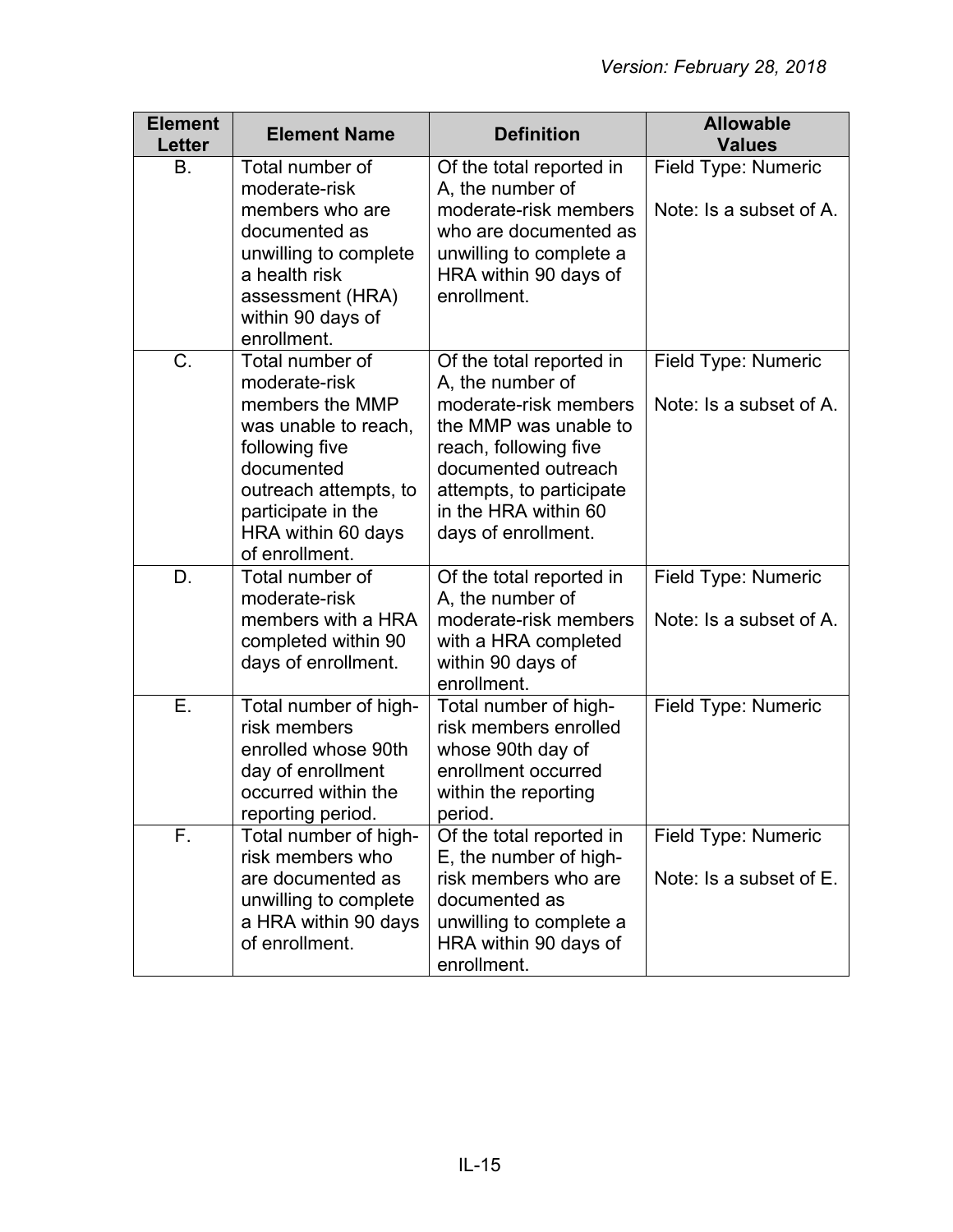| Element Letter | Element Name | Definition | Allowable Values |
|---|---|---|---|
| B. | Total number of moderate-risk members who are documented as unwilling to complete a health risk assessment (HRA) within 90 days of enrollment. | Of the total reported in A, the number of moderate-risk members who are documented as unwilling to complete a HRA within 90 days of enrollment. | Field Type: Numeric<br><br>Note: Is a subset of A. |
| C. | Total number of moderate-risk members the MMP was unable to reach, following five documented outreach attempts, to participate in the HRA within 60 days of enrollment. | Of the total reported in A, the number of moderate-risk members the MMP was unable to reach, following five documented outreach attempts, to participate in the HRA within 60 days of enrollment. | Field Type: Numeric<br><br>Note: Is a subset of A. |
| D. | Total number of moderate-risk members with a HRA completed within 90 days of enrollment. | Of the total reported in A, the number of moderate-risk members with a HRA completed within 90 days of enrollment. | Field Type: Numeric<br><br>Note: Is a subset of A. |
| E. | Total number of high-risk members enrolled whose 90th day of enrollment occurred within the reporting period. | Total number of high-risk members enrolled whose 90th day of enrollment occurred within the reporting period. | Field Type: Numeric |
| F. | Total number of high-risk members who are documented as unwilling to complete a HRA within 90 days of enrollment. | Of the total reported in E, the number of high-risk members who are documented as unwilling to complete a HRA within 90 days of enrollment. | Field Type: Numeric<br><br>Note: Is a subset of E. |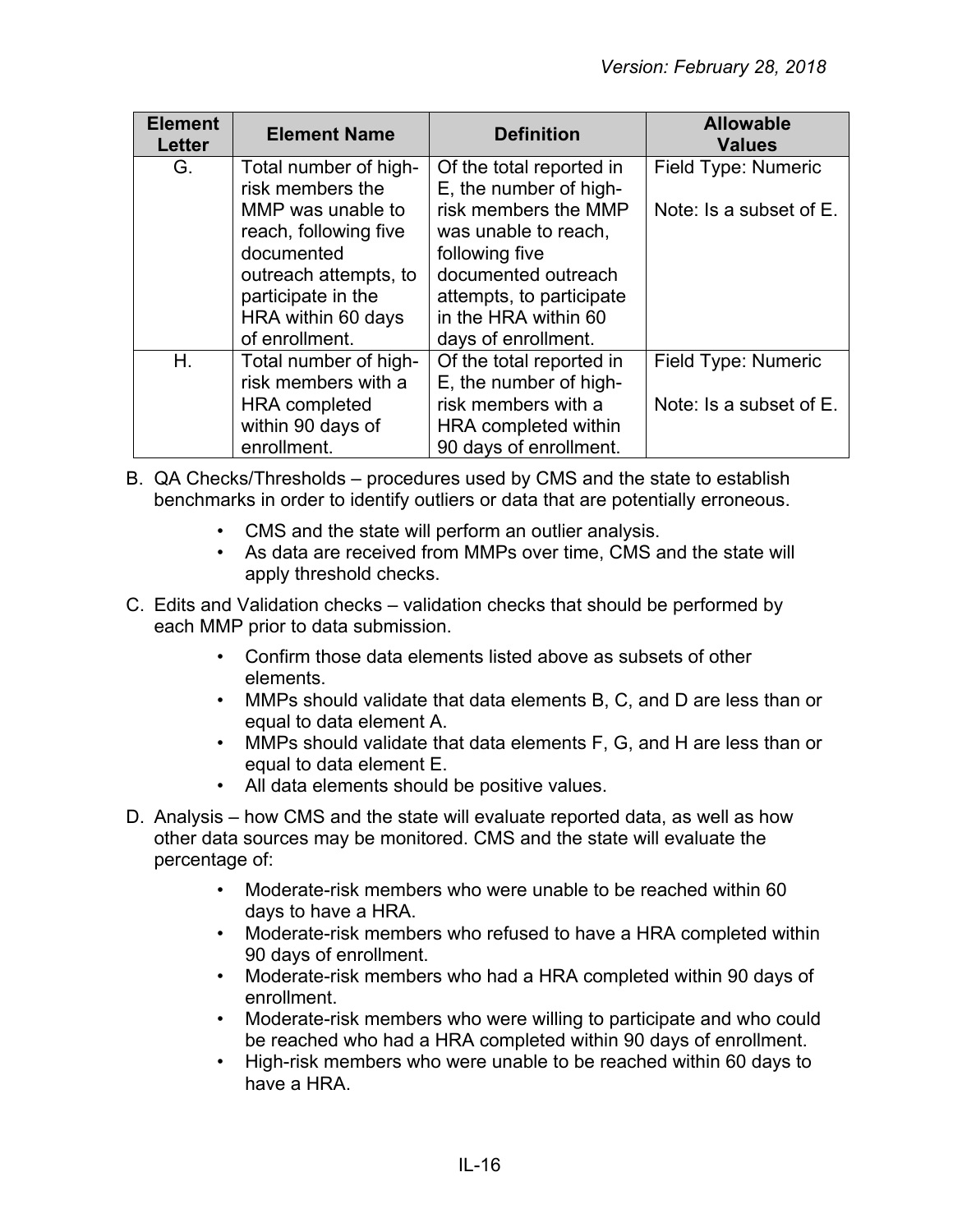| Element Letter | Element Name | Definition | Allowable Values |
|---|---|---|---|
| G. | Total number of high-risk members the MMP was unable to reach, following five documented outreach attempts, to participate in the HRA within 60 days of enrollment. | Of the total reported in E, the number of high-risk members the MMP was unable to reach, following five documented outreach attempts, to participate in the HRA within 60 days of enrollment. | Field Type: Numeric<br><br>Note: Is a subset of E. |
| H. | Total number of high-risk members with a HRA completed within 90 days of enrollment. | Of the total reported in E, the number of high-risk members with a HRA completed within 90 days of enrollment. | Field Type: Numeric<br><br>Note: Is a subset of E. |

B. QA Checks/Thresholds – procedures used by CMS and the state to establish benchmarks in order to identify outliers or data that are potentially erroneous.

- CMS and the state will perform an outlier analysis.
- As data are received from MMPs over time, CMS and the state will apply threshold checks.

C. Edits and Validation checks – validation checks that should be performed by each MMP prior to data submission.

- Confirm those data elements listed above as subsets of other elements.
- MMPs should validate that data elements B, C, and D are less than or equal to data element A.
- MMPs should validate that data elements F, G, and H are less than or equal to data element E.
- All data elements should be positive values.

D. Analysis – how CMS and the state will evaluate reported data, as well as how other data sources may be monitored. CMS and the state will evaluate the percentage of:

- Moderate-risk members who were unable to be reached within 60 days to have a HRA.
- Moderate-risk members who refused to have a HRA completed within 90 days of enrollment.
- Moderate-risk members who had a HRA completed within 90 days of enrollment.
- Moderate-risk members who were willing to participate and who could be reached who had a HRA completed within 90 days of enrollment.
- High-risk members who were unable to be reached within 60 days to have a HRA.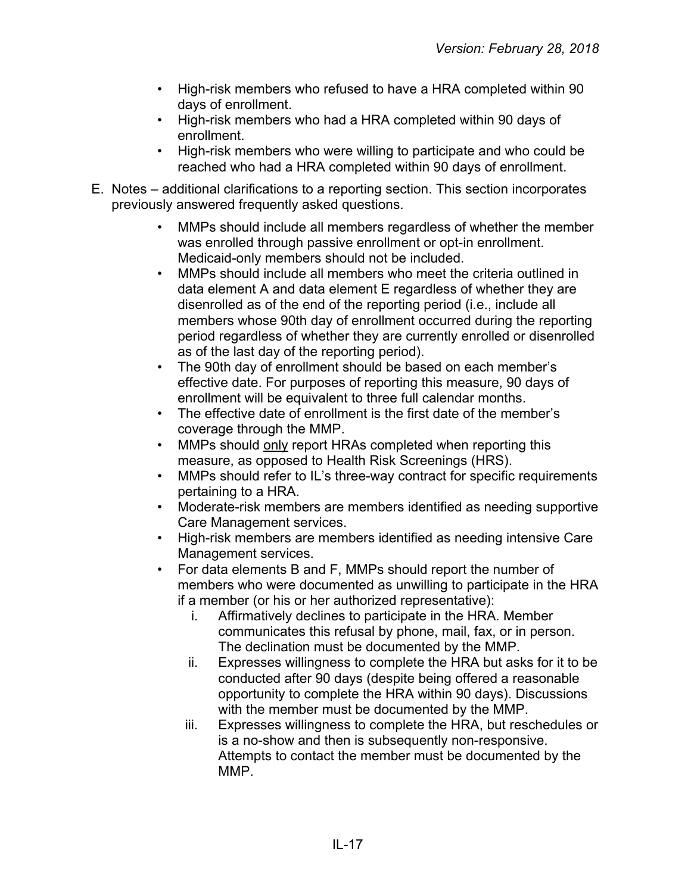- High-risk members who refused to have a HRA completed within 90 days of enrollment.
- High-risk members who had a HRA completed within 90 days of enrollment.
- High-risk members who were willing to participate and who could be reached who had a HRA completed within 90 days of enrollment.

E. Notes – additional clarifications to a reporting section. This section incorporates previously answered frequently asked questions.

- MMPs should include all members regardless of whether the member was enrolled through passive enrollment or opt-in enrollment. Medicaid-only members should not be included.
- MMPs should include all members who meet the criteria outlined in data element A and data element E regardless of whether they are disenrolled as of the end of the reporting period (i.e., include all members whose 90th day of enrollment occurred during the reporting period regardless of whether they are currently enrolled or disenrolled as of the last day of the reporting period).
- The 90th day of enrollment should be based on each member's effective date. For purposes of reporting this measure, 90 days of enrollment will be equivalent to three full calendar months.
- The effective date of enrollment is the first date of the member's coverage through the MMP.
- MMPs should <u>only</u> report HRAs completed when reporting this measure, as opposed to Health Risk Screenings (HRS).
- MMPs should refer to IL's three-way contract for specific requirements pertaining to a HRA.
- Moderate-risk members are members identified as needing supportive Care Management services.
- High-risk members are members identified as needing intensive Care Management services.
- For data elements B and F, MMPs should report the number of members who were documented as unwilling to participate in the HRA if a member (or his or her authorized representative):
    i. Affirmatively declines to participate in the HRA. Member communicates this refusal by phone, mail, fax, or in person. The declination must be documented by the MMP.
    ii. Expresses willingness to complete the HRA but asks for it to be conducted after 90 days (despite being offered a reasonable opportunity to complete the HRA within 90 days). Discussions with the member must be documented by the MMP.
    iii. Expresses willingness to complete the HRA, but reschedules or is a no-show and then is subsequently non-responsive. Attempts to contact the member must be documented by the MMP.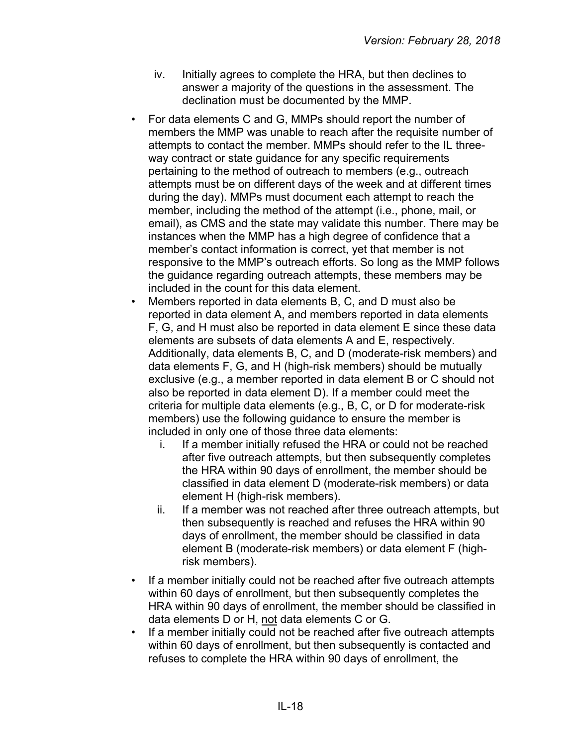iv. Initially agrees to complete the HRA, but then declines to answer a majority of the questions in the assessment. The declination must be documented by the MMP.

- For data elements C and G, MMPs should report the number of members the MMP was unable to reach after the requisite number of attempts to contact the member. MMPs should refer to the IL three-way contract or state guidance for any specific requirements pertaining to the method of outreach to members (e.g., outreach attempts must be on different days of the week and at different times during the day). MMPs must document each attempt to reach the member, including the method of the attempt (i.e., phone, mail, or email), as CMS and the state may validate this number. There may be instances when the MMP has a high degree of confidence that a member's contact information is correct, yet that member is not responsive to the MMP's outreach efforts. So long as the MMP follows the guidance regarding outreach attempts, these members may be included in the count for this data element.
- Members reported in data elements B, C, and D must also be reported in data element A, and members reported in data elements F, G, and H must also be reported in data element E since these data elements are subsets of data elements A and E, respectively. Additionally, data elements B, C, and D (moderate-risk members) and data elements F, G, and H (high-risk members) should be mutually exclusive (e.g., a member reported in data element B or C should not also be reported in data element D). If a member could meet the criteria for multiple data elements (e.g., B, C, or D for moderate-risk members) use the following guidance to ensure the member is included in only one of those three data elements:
    i. If a member initially refused the HRA or could not be reached after five outreach attempts, but then subsequently completes the HRA within 90 days of enrollment, the member should be classified in data element D (moderate-risk members) or data element H (high-risk members).
    ii. If a member was not reached after three outreach attempts, but then subsequently is reached and refuses the HRA within 90 days of enrollment, the member should be classified in data element B (moderate-risk members) or data element F (high-risk members).
- If a member initially could not be reached after five outreach attempts within 60 days of enrollment, but then subsequently completes the HRA within 90 days of enrollment, the member should be classified in data elements D or H, not data elements C or G.
- If a member initially could not be reached after five outreach attempts within 60 days of enrollment, but then subsequently is contacted and refuses to complete the HRA within 90 days of enrollment, the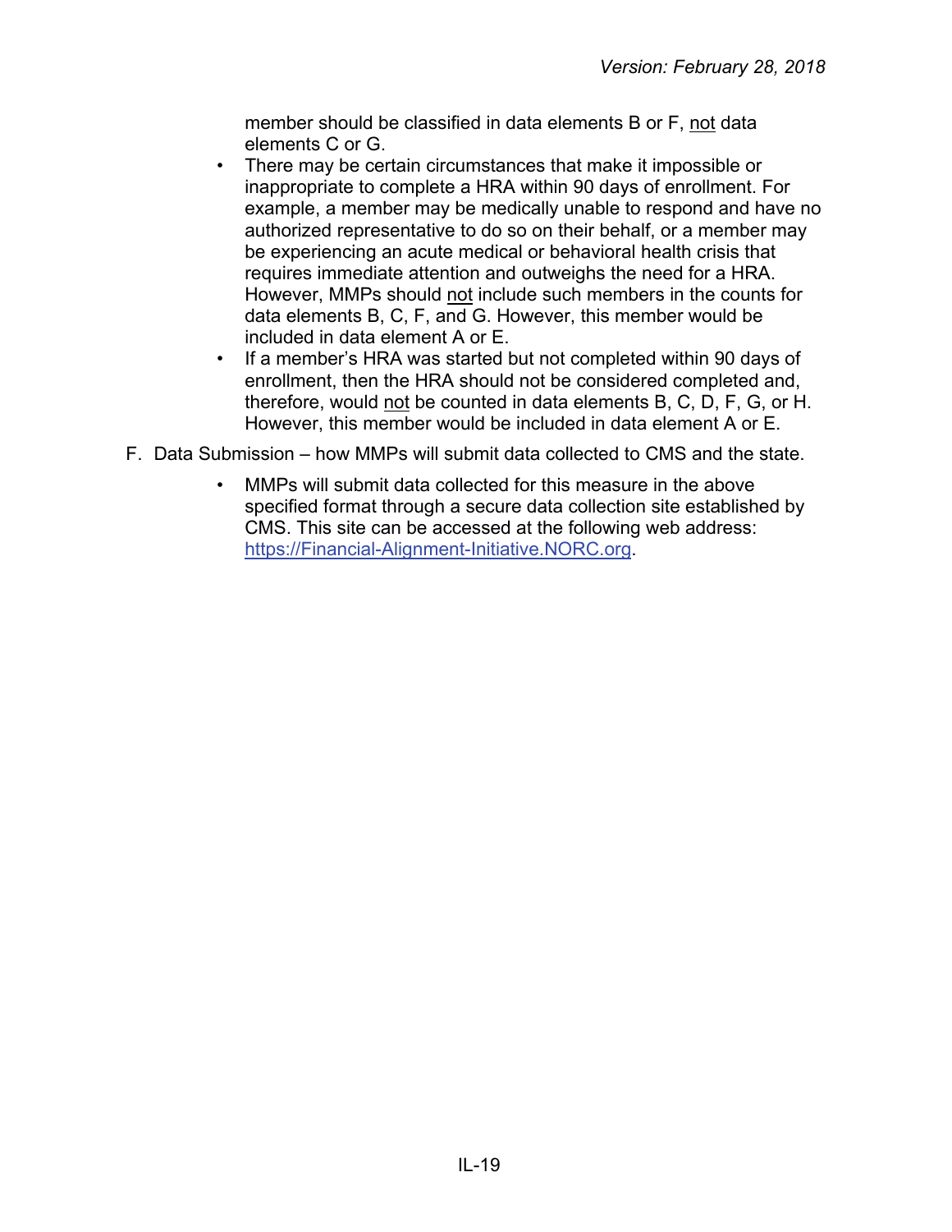member should be classified in data elements B or F, not data elements C or G.

- There may be certain circumstances that make it impossible or inappropriate to complete a HRA within 90 days of enrollment. For example, a member may be medically unable to respond and have no authorized representative to do so on their behalf, or a member may be experiencing an acute medical or behavioral health crisis that requires immediate attention and outweighs the need for a HRA. However, MMPs should not include such members in the counts for data elements B, C, F, and G. However, this member would be included in data element A or E.
- If a member's HRA was started but not completed within 90 days of enrollment, then the HRA should not be considered completed and, therefore, would not be counted in data elements B, C, D, F, G, or H. However, this member would be included in data element A or E.

F. Data Submission – how MMPs will submit data collected to CMS and the state.

- MMPs will submit data collected for this measure in the above specified format through a secure data collection site established by CMS. This site can be accessed at the following web address: [https://Financial-Alignment-Initiative.NORC.org](https://Financial-Alignment-Initiative.NORC.org).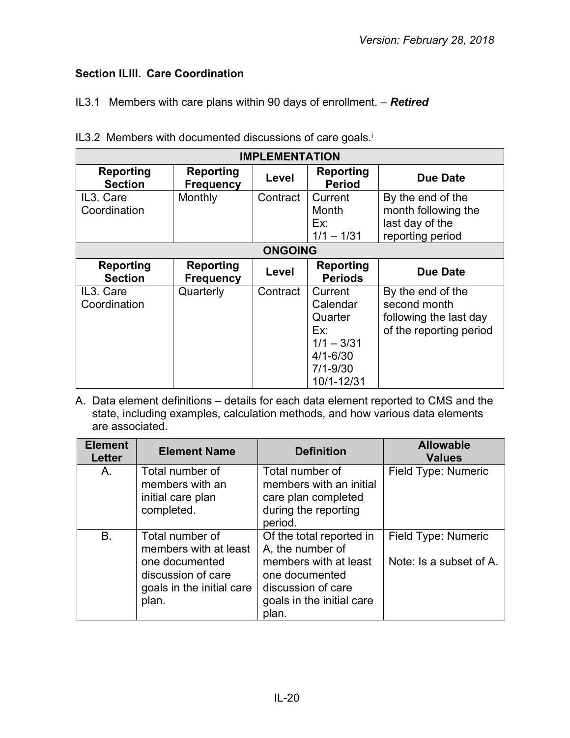Version: February 28, 2018

### Section ILIII. Care Coordination

IL3.1 Members with care plans within 90 days of enrollment. – ***Retired***

IL3.2 Members with documented discussions of care goals.[i]

| IMPLEMENTATION | | | | |
|---|---|---|---|---|
| **Reporting Section** | **Reporting Frequency** | **Level** | **Reporting Period** | **Due Date** |
| IL3. Care Coordination | Monthly | Contract | Current Month<br>Ex:<br>1/1 – 1/31 | By the end of the month following the last day of the reporting period |
| **ONGOING** | | | | |
| **Reporting Section** | **Reporting Frequency** | **Level** | **Reporting Periods** | **Due Date** |
| IL3. Care Coordination | Quarterly | Contract | Current Calendar Quarter<br>Ex:<br>1/1 – 3/31<br>4/1-6/30<br>7/1-9/30<br>10/1-12/31 | By the end of the second month following the last day of the reporting period |

A. Data element definitions – details for each data element reported to CMS and the state, including examples, calculation methods, and how various data elements are associated.

| Element Letter | Element Name | Definition | Allowable Values |
|---|---|---|---|
| A. | Total number of members with an initial care plan completed. | Total number of members with an initial care plan completed during the reporting period. | Field Type: Numeric |
| B. | Total number of members with at least one documented discussion of care goals in the initial care plan. | Of the total reported in A, the number of members with at least one documented discussion of care goals in the initial care plan. | Field Type: Numeric<br><br>Note: Is a subset of A. |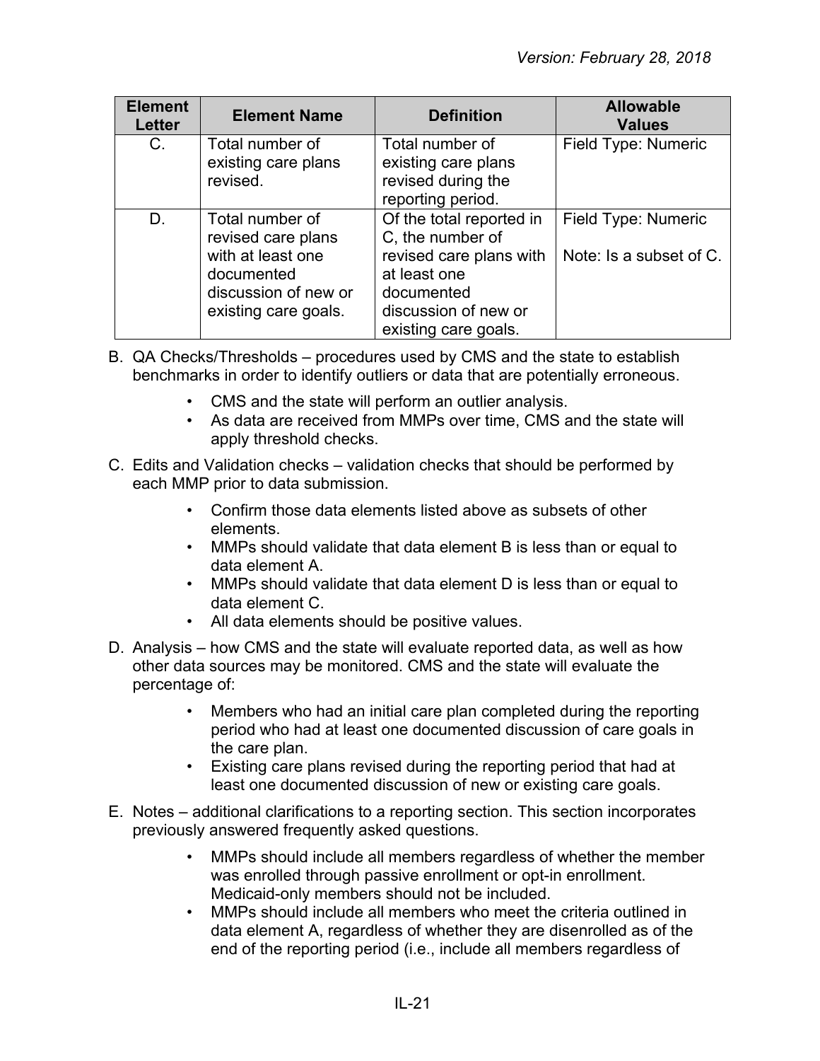| Element Letter | Element Name | Definition | Allowable Values |
|---|---|---|---|
| C. | Total number of existing care plans revised. | Total number of existing care plans revised during the reporting period. | Field Type: Numeric |
| D. | Total number of revised care plans with at least one documented discussion of new or existing care goals. | Of the total reported in C, the number of revised care plans with at least one documented discussion of new or existing care goals. | Field Type: Numeric<br><br>Note: Is a subset of C. |

B. QA Checks/Thresholds – procedures used by CMS and the state to establish benchmarks in order to identify outliers or data that are potentially erroneous.

- CMS and the state will perform an outlier analysis.
- As data are received from MMPs over time, CMS and the state will apply threshold checks.

C. Edits and Validation checks – validation checks that should be performed by each MMP prior to data submission.

- Confirm those data elements listed above as subsets of other elements.
- MMPs should validate that data element B is less than or equal to data element A.
- MMPs should validate that data element D is less than or equal to data element C.
- All data elements should be positive values.

D. Analysis – how CMS and the state will evaluate reported data, as well as how other data sources may be monitored. CMS and the state will evaluate the percentage of:

- Members who had an initial care plan completed during the reporting period who had at least one documented discussion of care goals in the care plan.
- Existing care plans revised during the reporting period that had at least one documented discussion of new or existing care goals.

E. Notes – additional clarifications to a reporting section. This section incorporates previously answered frequently asked questions.

- MMPs should include all members regardless of whether the member was enrolled through passive enrollment or opt-in enrollment. Medicaid-only members should not be included.
- MMPs should include all members who meet the criteria outlined in data element A, regardless of whether they are disenrolled as of the end of the reporting period (i.e., include all members regardless of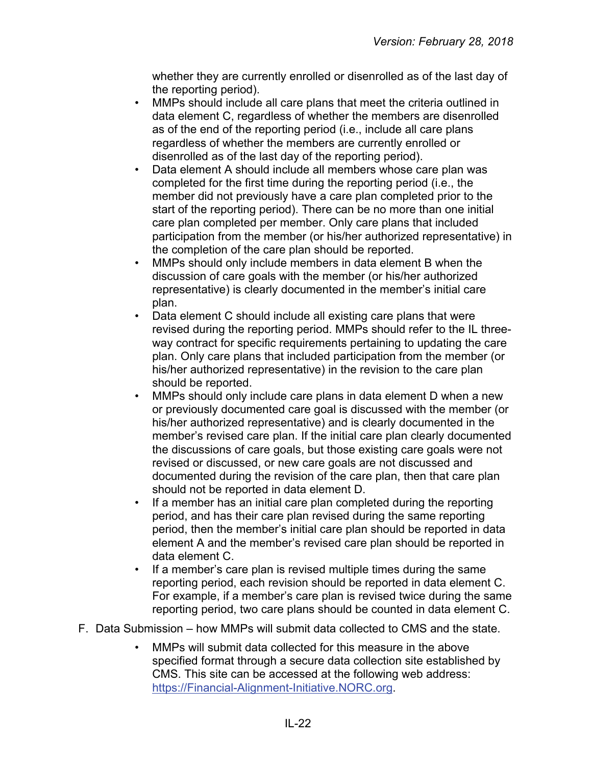whether they are currently enrolled or disenrolled as of the last day of the reporting period).

- MMPs should include all care plans that meet the criteria outlined in data element C, regardless of whether the members are disenrolled as of the end of the reporting period (i.e., include all care plans regardless of whether the members are currently enrolled or disenrolled as of the last day of the reporting period).
- Data element A should include all members whose care plan was completed for the first time during the reporting period (i.e., the member did not previously have a care plan completed prior to the start of the reporting period). There can be no more than one initial care plan completed per member. Only care plans that included participation from the member (or his/her authorized representative) in the completion of the care plan should be reported.
- MMPs should only include members in data element B when the discussion of care goals with the member (or his/her authorized representative) is clearly documented in the member's initial care plan.
- Data element C should include all existing care plans that were revised during the reporting period. MMPs should refer to the IL three-way contract for specific requirements pertaining to updating the care plan. Only care plans that included participation from the member (or his/her authorized representative) in the revision to the care plan should be reported.
- MMPs should only include care plans in data element D when a new or previously documented care goal is discussed with the member (or his/her authorized representative) and is clearly documented in the member's revised care plan. If the initial care plan clearly documented the discussions of care goals, but those existing care goals were not revised or discussed, or new care goals are not discussed and documented during the revision of the care plan, then that care plan should not be reported in data element D.
- If a member has an initial care plan completed during the reporting period, and has their care plan revised during the same reporting period, then the member's initial care plan should be reported in data element A and the member's revised care plan should be reported in data element C.
- If a member's care plan is revised multiple times during the same reporting period, each revision should be reported in data element C. For example, if a member's care plan is revised twice during the same reporting period, two care plans should be counted in data element C.

F. Data Submission – how MMPs will submit data collected to CMS and the state.

- MMPs will submit data collected for this measure in the above specified format through a secure data collection site established by CMS. This site can be accessed at the following web address: https://Financial-Alignment-Initiative.NORC.org.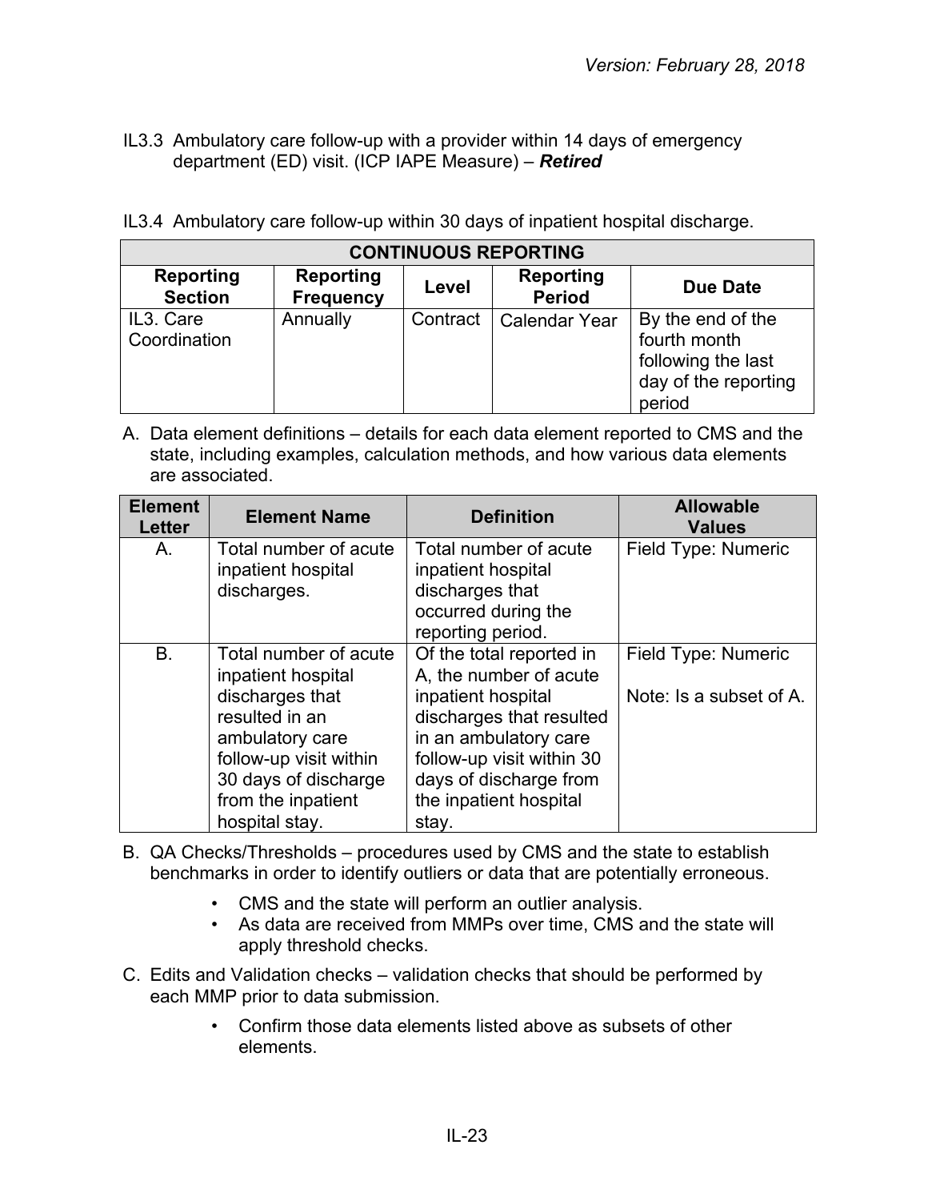IL3.3 Ambulatory care follow-up with a provider within 14 days of emergency department (ED) visit. (ICP IAPE Measure) – ***Retired***

IL3.4 Ambulatory care follow-up within 30 days of inpatient hospital discharge.

| CONTINUOUS REPORTING | | | | |
|---|---|---|---|---|
| **Reporting Section** | **Reporting Frequency** | **Level** | **Reporting Period** | **Due Date** |
| IL3. Care Coordination | Annually | Contract | Calendar Year | By the end of the fourth month following the last day of the reporting period |

A. Data element definitions – details for each data element reported to CMS and the state, including examples, calculation methods, and how various data elements are associated.

| Element Letter | Element Name | Definition | Allowable Values |
|---|---|---|---|
| A. | Total number of acute inpatient hospital discharges. | Total number of acute inpatient hospital discharges that occurred during the reporting period. | Field Type: Numeric |
| B. | Total number of acute inpatient hospital discharges that resulted in an ambulatory care follow-up visit within 30 days of discharge from the inpatient hospital stay. | Of the total reported in A, the number of acute inpatient hospital discharges that resulted in an ambulatory care follow-up visit within 30 days of discharge from the inpatient hospital stay. | Field Type: Numeric<br><br>Note: Is a subset of A. |

B. QA Checks/Thresholds – procedures used by CMS and the state to establish benchmarks in order to identify outliers or data that are potentially erroneous.

- CMS and the state will perform an outlier analysis.
- As data are received from MMPs over time, CMS and the state will apply threshold checks.

C. Edits and Validation checks – validation checks that should be performed by each MMP prior to data submission.

- Confirm those data elements listed above as subsets of other elements.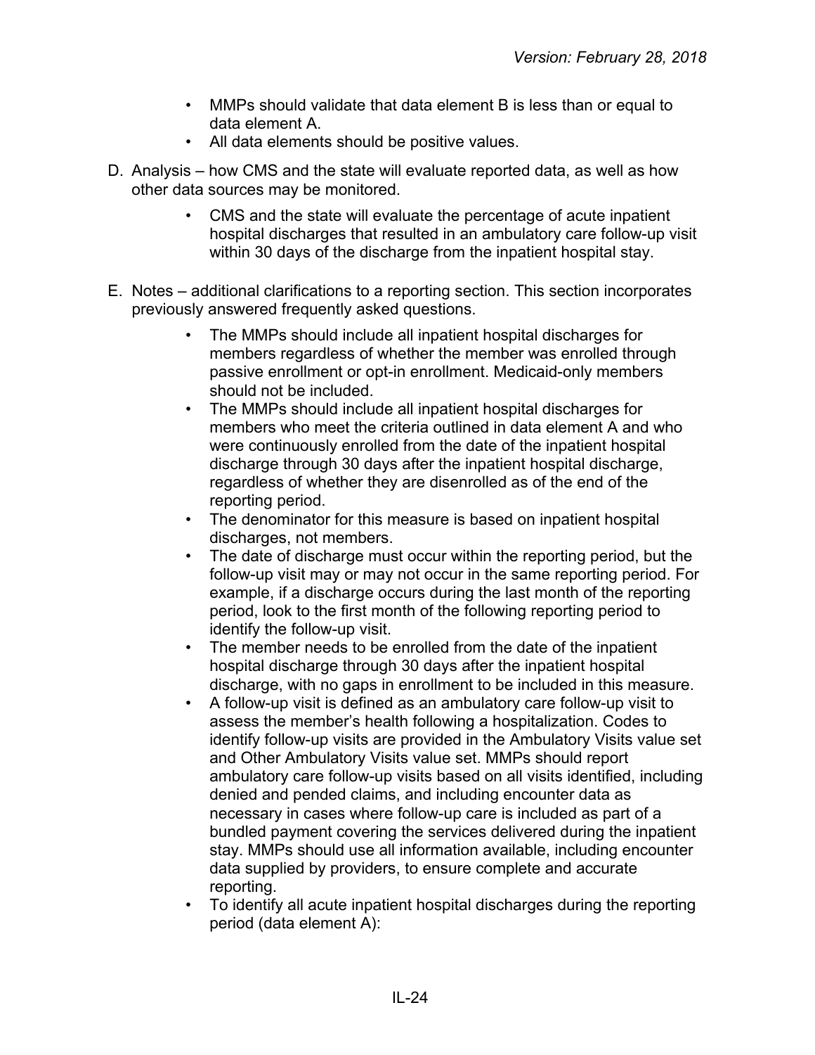- MMPs should validate that data element B is less than or equal to data element A.
- All data elements should be positive values.

D. Analysis – how CMS and the state will evaluate reported data, as well as how other data sources may be monitored.

- CMS and the state will evaluate the percentage of acute inpatient hospital discharges that resulted in an ambulatory care follow-up visit within 30 days of the discharge from the inpatient hospital stay.

E. Notes – additional clarifications to a reporting section. This section incorporates previously answered frequently asked questions.

- The MMPs should include all inpatient hospital discharges for members regardless of whether the member was enrolled through passive enrollment or opt-in enrollment. Medicaid-only members should not be included.
- The MMPs should include all inpatient hospital discharges for members who meet the criteria outlined in data element A and who were continuously enrolled from the date of the inpatient hospital discharge through 30 days after the inpatient hospital discharge, regardless of whether they are disenrolled as of the end of the reporting period.
- The denominator for this measure is based on inpatient hospital discharges, not members.
- The date of discharge must occur within the reporting period, but the follow-up visit may or may not occur in the same reporting period. For example, if a discharge occurs during the last month of the reporting period, look to the first month of the following reporting period to identify the follow-up visit.
- The member needs to be enrolled from the date of the inpatient hospital discharge through 30 days after the inpatient hospital discharge, with no gaps in enrollment to be included in this measure.
- A follow-up visit is defined as an ambulatory care follow-up visit to assess the member's health following a hospitalization. Codes to identify follow-up visits are provided in the Ambulatory Visits value set and Other Ambulatory Visits value set. MMPs should report ambulatory care follow-up visits based on all visits identified, including denied and pended claims, and including encounter data as necessary in cases where follow-up care is included as part of a bundled payment covering the services delivered during the inpatient stay. MMPs should use all information available, including encounter data supplied by providers, to ensure complete and accurate reporting.
- To identify all acute inpatient hospital discharges during the reporting period (data element A):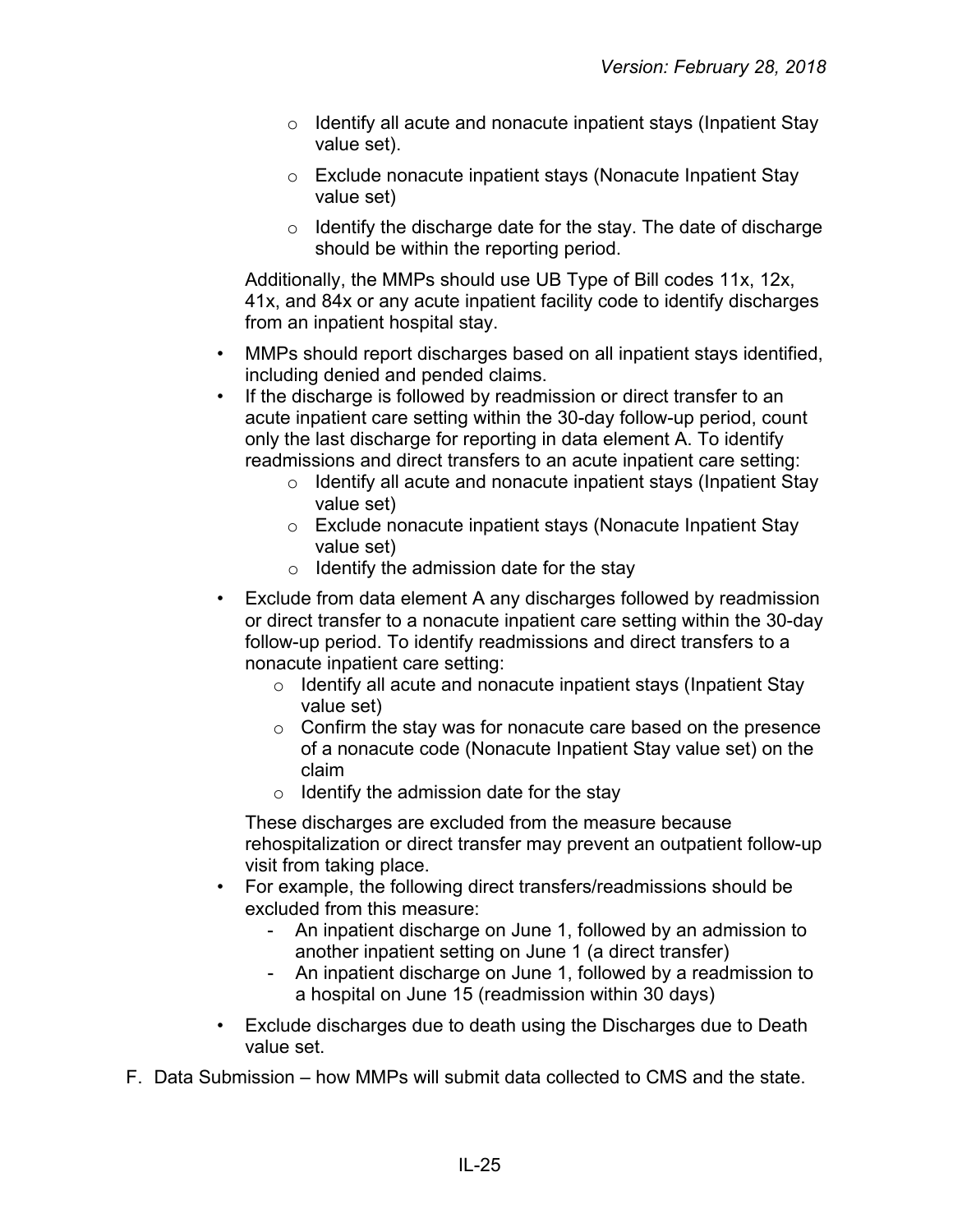- Identify all acute and nonacute inpatient stays (Inpatient Stay value set).
  - Exclude nonacute inpatient stays (Nonacute Inpatient Stay value set)
  - Identify the discharge date for the stay. The date of discharge should be within the reporting period.

  Additionally, the MMPs should use UB Type of Bill codes 11x, 12x, 41x, and 84x or any acute inpatient facility code to identify discharges from an inpatient hospital stay.

- MMPs should report discharges based on all inpatient stays identified, including denied and pended claims.
- If the discharge is followed by readmission or direct transfer to an acute inpatient care setting within the 30-day follow-up period, count only the last discharge for reporting in data element A. To identify readmissions and direct transfers to an acute inpatient care setting:
  - Identify all acute and nonacute inpatient stays (Inpatient Stay value set)
  - Exclude nonacute inpatient stays (Nonacute Inpatient Stay value set)
  - Identify the admission date for the stay
- Exclude from data element A any discharges followed by readmission or direct transfer to a nonacute inpatient care setting within the 30-day follow-up period. To identify readmissions and direct transfers to a nonacute inpatient care setting:
  - Identify all acute and nonacute inpatient stays (Inpatient Stay value set)
  - Confirm the stay was for nonacute care based on the presence of a nonacute code (Nonacute Inpatient Stay value set) on the claim
  - Identify the admission date for the stay

  These discharges are excluded from the measure because rehospitalization or direct transfer may prevent an outpatient follow-up visit from taking place.

- For example, the following direct transfers/readmissions should be excluded from this measure:
  - An inpatient discharge on June 1, followed by an admission to another inpatient setting on June 1 (a direct transfer)
  - An inpatient discharge on June 1, followed by a readmission to a hospital on June 15 (readmission within 30 days)
- Exclude discharges due to death using the Discharges due to Death value set.

F. Data Submission – how MMPs will submit data collected to CMS and the state.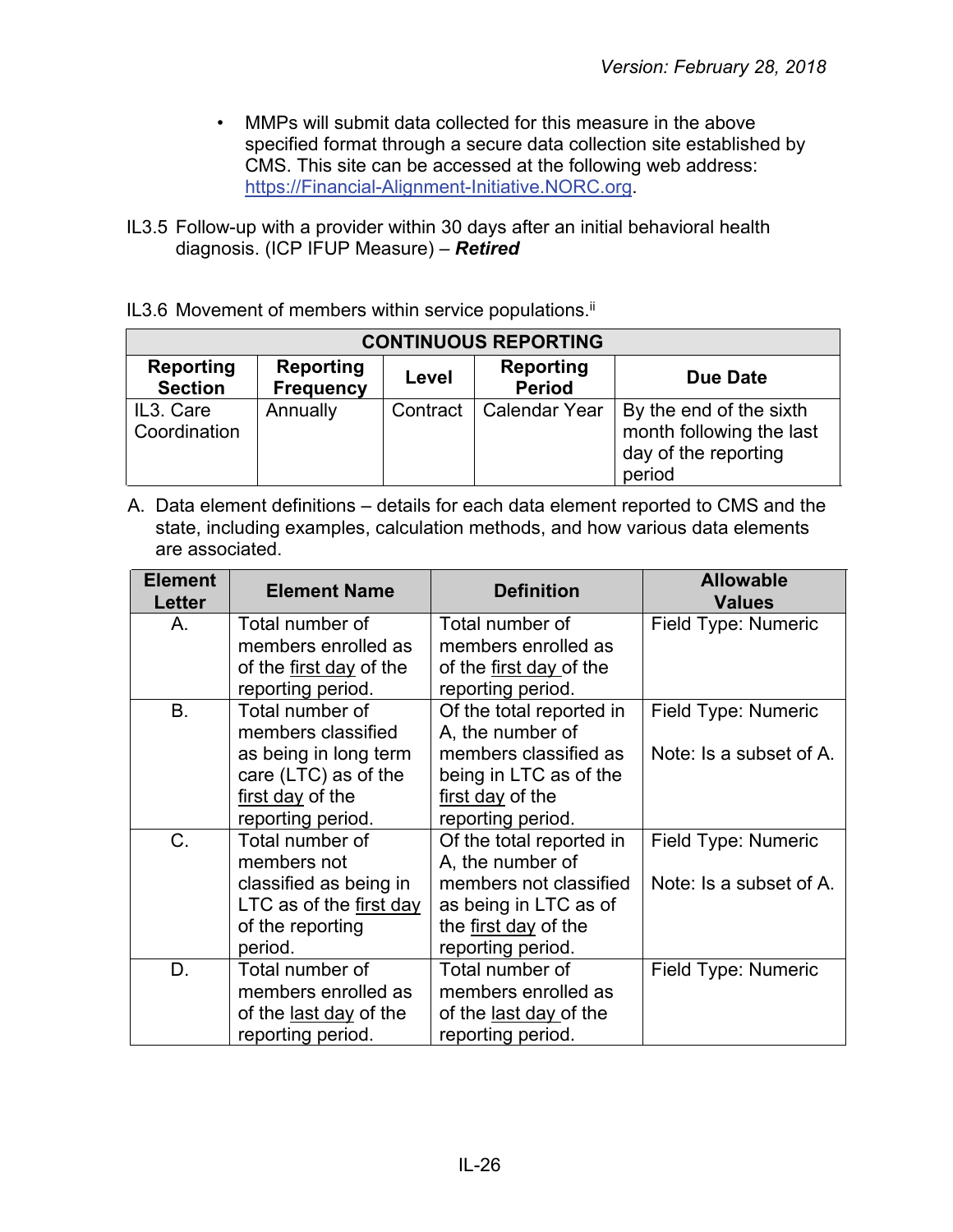- MMPs will submit data collected for this measure in the above specified format through a secure data collection site established by CMS. This site can be accessed at the following web address: https://Financial-Alignment-Initiative.NORC.org.

IL3.5 Follow-up with a provider within 30 days after an initial behavioral health diagnosis. (ICP IFUP Measure) – ***Retired***

IL3.6 Movement of members within service populations.[ii]

| CONTINUOUS REPORTING | | | | |
|---|---|---|---|---|
| **Reporting Section** | **Reporting Frequency** | **Level** | **Reporting Period** | **Due Date** |
| IL3. Care Coordination | Annually | Contract | Calendar Year | By the end of the sixth month following the last day of the reporting period |

A. Data element definitions – details for each data element reported to CMS and the state, including examples, calculation methods, and how various data elements are associated.

| Element Letter | Element Name | Definition | Allowable Values |
|---|---|---|---|
| A. | Total number of members enrolled as of the first day of the reporting period. | Total number of members enrolled as of the first day of the reporting period. | Field Type: Numeric |
| B. | Total number of members classified as being in long term care (LTC) as of the first day of the reporting period. | Of the total reported in A, the number of members classified as being in LTC as of the first day of the reporting period. | Field Type: Numeric<br><br>Note: Is a subset of A. |
| C. | Total number of members not classified as being in LTC as of the first day of the reporting period. | Of the total reported in A, the number of members not classified as being in LTC as of the first day of the reporting period. | Field Type: Numeric<br><br>Note: Is a subset of A. |
| D. | Total number of members enrolled as of the last day of the reporting period. | Total number of members enrolled as of the last day of the reporting period. | Field Type: Numeric |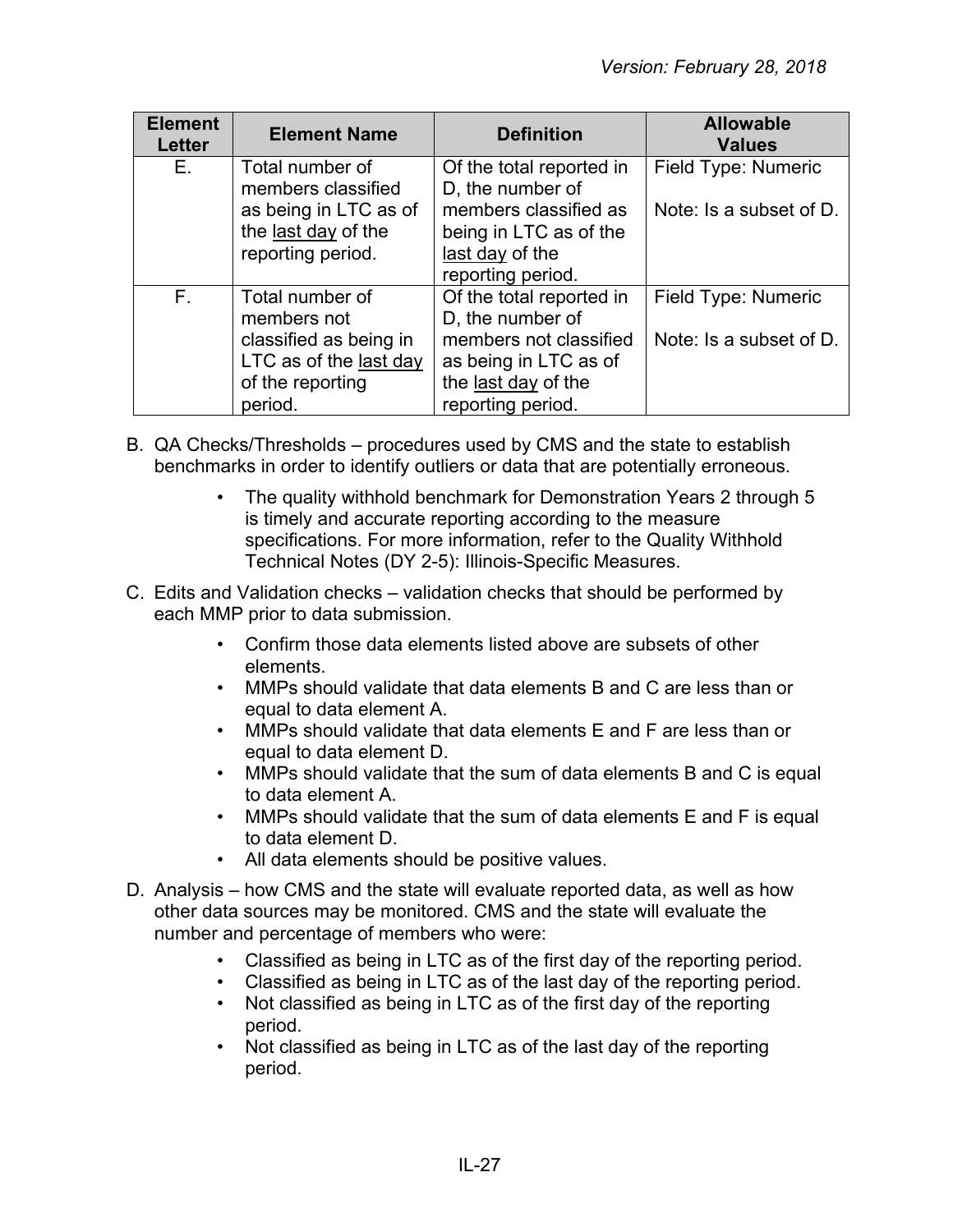| Element Letter | Element Name | Definition | Allowable Values |
|---|---|---|---|
| E. | Total number of members classified as being in LTC as of the <u>last day</u> of the reporting period. | Of the total reported in D, the number of members classified as being in LTC as of the <u>last day</u> of the reporting period. | Field Type: Numeric<br><br>Note: Is a subset of D. |
| F. | Total number of members not classified as being in LTC as of the <u>last day</u> of the reporting period. | Of the total reported in D, the number of members not classified as being in LTC as of the <u>last day</u> of the reporting period. | Field Type: Numeric<br><br>Note: Is a subset of D. |

B. QA Checks/Thresholds – procedures used by CMS and the state to establish benchmarks in order to identify outliers or data that are potentially erroneous.

- The quality withhold benchmark for Demonstration Years 2 through 5 is timely and accurate reporting according to the measure specifications. For more information, refer to the Quality Withhold Technical Notes (DY 2-5): Illinois-Specific Measures.

C. Edits and Validation checks – validation checks that should be performed by each MMP prior to data submission.

- Confirm those data elements listed above are subsets of other elements.
- MMPs should validate that data elements B and C are less than or equal to data element A.
- MMPs should validate that data elements E and F are less than or equal to data element D.
- MMPs should validate that the sum of data elements B and C is equal to data element A.
- MMPs should validate that the sum of data elements E and F is equal to data element D.
- All data elements should be positive values.

D. Analysis – how CMS and the state will evaluate reported data, as well as how other data sources may be monitored. CMS and the state will evaluate the number and percentage of members who were:

- Classified as being in LTC as of the first day of the reporting period.
- Classified as being in LTC as of the last day of the reporting period.
- Not classified as being in LTC as of the first day of the reporting period.
- Not classified as being in LTC as of the last day of the reporting period.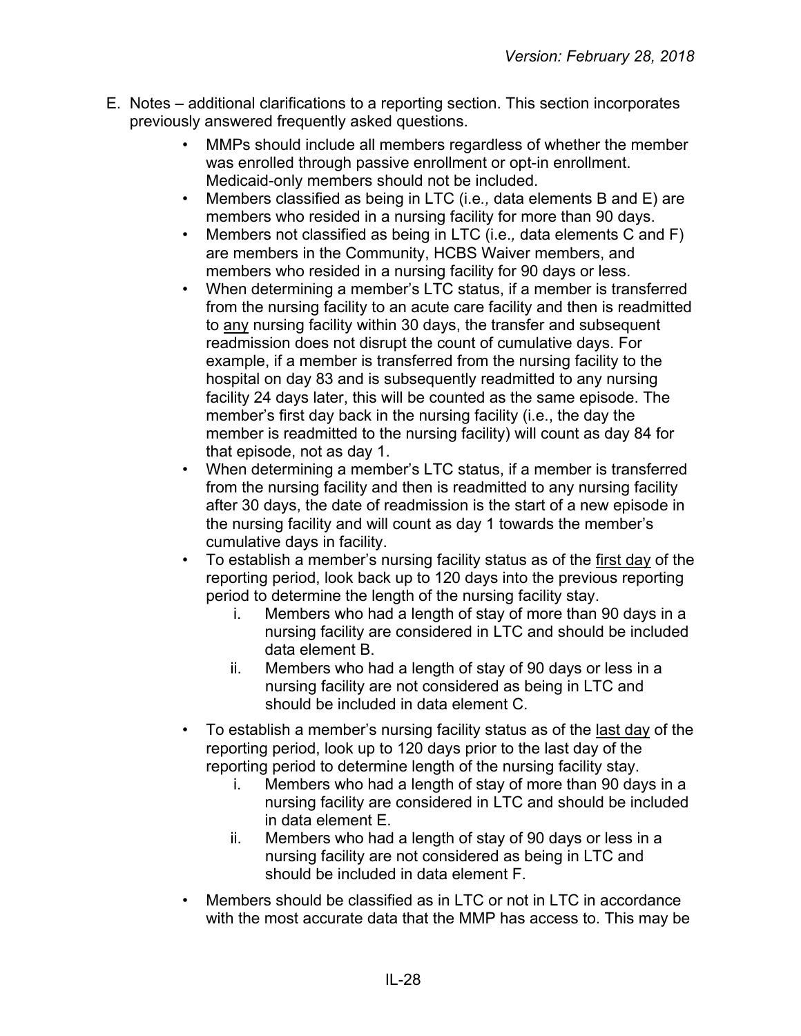E. Notes – additional clarifications to a reporting section. This section incorporates previously answered frequently asked questions.

- MMPs should include all members regardless of whether the member was enrolled through passive enrollment or opt-in enrollment. Medicaid-only members should not be included.
- Members classified as being in LTC (i.e*.,* data elements B and E) are members who resided in a nursing facility for more than 90 days.
- Members not classified as being in LTC (i.e*.,* data elements C and F) are members in the Community, HCBS Waiver members, and members who resided in a nursing facility for 90 days or less.
- When determining a member's LTC status, if a member is transferred from the nursing facility to an acute care facility and then is readmitted to <u>any</u> nursing facility within 30 days, the transfer and subsequent readmission does not disrupt the count of cumulative days. For example, if a member is transferred from the nursing facility to the hospital on day 83 and is subsequently readmitted to any nursing facility 24 days later, this will be counted as the same episode. The member's first day back in the nursing facility (i.e., the day the member is readmitted to the nursing facility) will count as day 84 for that episode, not as day 1.
- When determining a member's LTC status, if a member is transferred from the nursing facility and then is readmitted to any nursing facility after 30 days, the date of readmission is the start of a new episode in the nursing facility and will count as day 1 towards the member's cumulative days in facility.
- To establish a member's nursing facility status as of the <u>first day</u> of the reporting period, look back up to 120 days into the previous reporting period to determine the length of the nursing facility stay.
    i. Members who had a length of stay of more than 90 days in a nursing facility are considered in LTC and should be included data element B.
    ii. Members who had a length of stay of 90 days or less in a nursing facility are not considered as being in LTC and should be included in data element C.
- To establish a member's nursing facility status as of the <u>last day</u> of the reporting period, look up to 120 days prior to the last day of the reporting period to determine length of the nursing facility stay.
    i. Members who had a length of stay of more than 90 days in a nursing facility are considered in LTC and should be included in data element E.
    ii. Members who had a length of stay of 90 days or less in a nursing facility are not considered as being in LTC and should be included in data element F.
- Members should be classified as in LTC or not in LTC in accordance with the most accurate data that the MMP has access to. This may be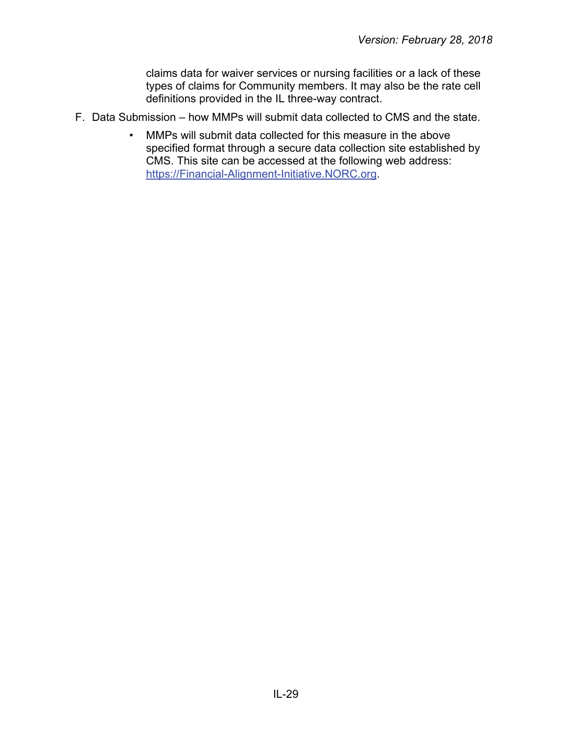claims data for waiver services or nursing facilities or a lack of these types of claims for Community members. It may also be the rate cell definitions provided in the IL three-way contract.

F. Data Submission – how MMPs will submit data collected to CMS and the state.

   - MMPs will submit data collected for this measure in the above specified format through a secure data collection site established by CMS. This site can be accessed at the following web address: [https://Financial-Alignment-Initiative.NORC.org](https://Financial-Alignment-Initiative.NORC.org).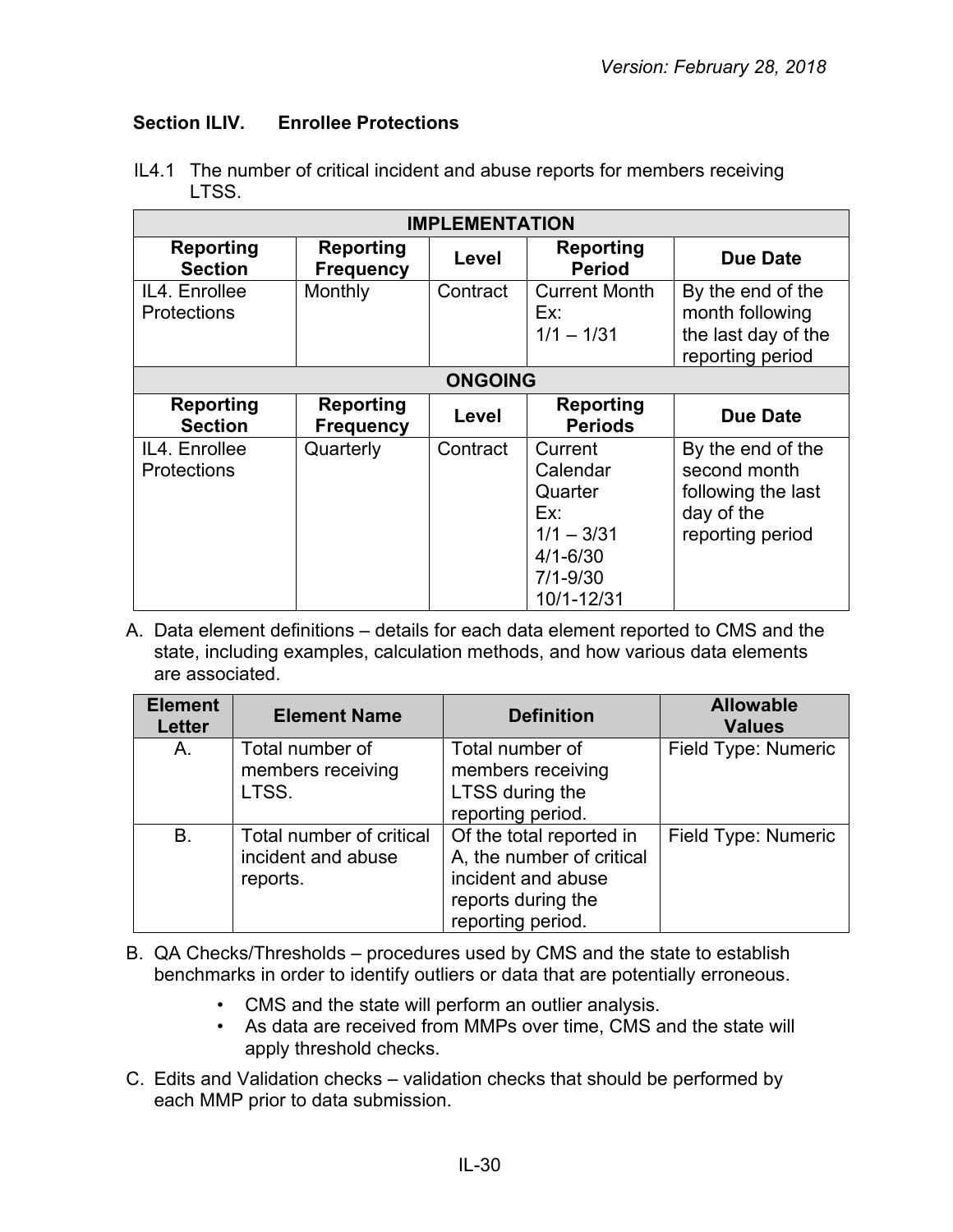### Section ILIV. Enrollee Protections

IL4.1 The number of critical incident and abuse reports for members receiving LTSS.

| IMPLEMENTATION | | | | |
|---|---|---|---|---|
| **Reporting Section** | **Reporting Frequency** | **Level** | **Reporting Period** | **Due Date** |
| IL4. Enrollee Protections | Monthly | Contract | Current Month Ex: 1/1 – 1/31 | By the end of the month following the last day of the reporting period |
| **ONGOING** | | | | |
| **Reporting Section** | **Reporting Frequency** | **Level** | **Reporting Periods** | **Due Date** |
| IL4. Enrollee Protections | Quarterly | Contract | Current Calendar Quarter Ex: 1/1 – 3/31 4/1-6/30 7/1-9/30 10/1-12/31 | By the end of the second month following the last day of the reporting period |

A. Data element definitions – details for each data element reported to CMS and the state, including examples, calculation methods, and how various data elements are associated.

| Element Letter | Element Name | Definition | Allowable Values |
|---|---|---|---|
| A. | Total number of members receiving LTSS. | Total number of members receiving LTSS during the reporting period. | Field Type: Numeric |
| B. | Total number of critical incident and abuse reports. | Of the total reported in A, the number of critical incident and abuse reports during the reporting period. | Field Type: Numeric |

B. QA Checks/Thresholds – procedures used by CMS and the state to establish benchmarks in order to identify outliers or data that are potentially erroneous.

- CMS and the state will perform an outlier analysis.
- As data are received from MMPs over time, CMS and the state will apply threshold checks.

C. Edits and Validation checks – validation checks that should be performed by each MMP prior to data submission.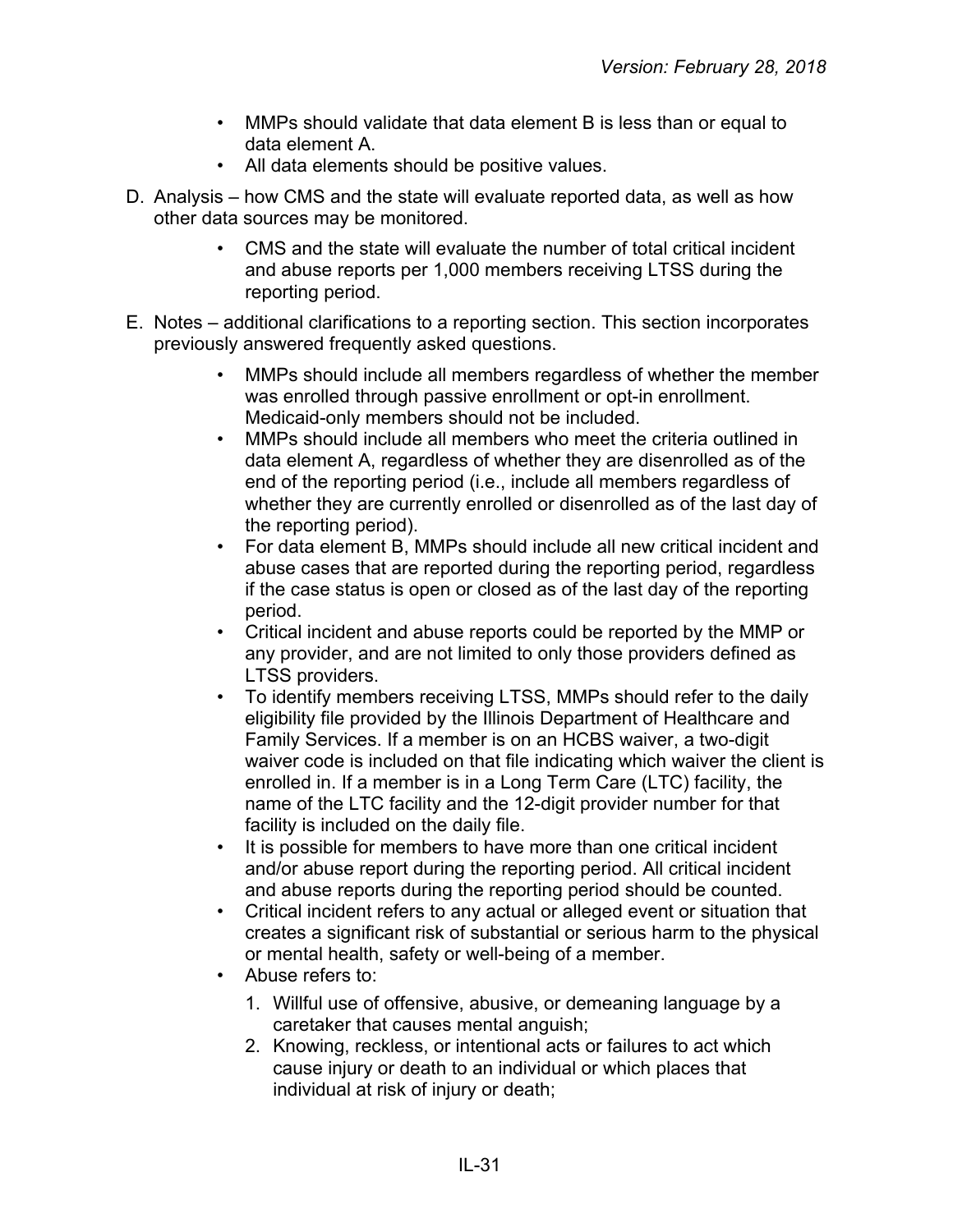- MMPs should validate that data element B is less than or equal to data element A.
- All data elements should be positive values.

D. Analysis – how CMS and the state will evaluate reported data, as well as how other data sources may be monitored.

- CMS and the state will evaluate the number of total critical incident and abuse reports per 1,000 members receiving LTSS during the reporting period.

E. Notes – additional clarifications to a reporting section. This section incorporates previously answered frequently asked questions.

- MMPs should include all members regardless of whether the member was enrolled through passive enrollment or opt-in enrollment. Medicaid-only members should not be included.
- MMPs should include all members who meet the criteria outlined in data element A, regardless of whether they are disenrolled as of the end of the reporting period (i.e., include all members regardless of whether they are currently enrolled or disenrolled as of the last day of the reporting period).
- For data element B, MMPs should include all new critical incident and abuse cases that are reported during the reporting period, regardless if the case status is open or closed as of the last day of the reporting period.
- Critical incident and abuse reports could be reported by the MMP or any provider, and are not limited to only those providers defined as LTSS providers.
- To identify members receiving LTSS, MMPs should refer to the daily eligibility file provided by the Illinois Department of Healthcare and Family Services. If a member is on an HCBS waiver, a two-digit waiver code is included on that file indicating which waiver the client is enrolled in. If a member is in a Long Term Care (LTC) facility, the name of the LTC facility and the 12-digit provider number for that facility is included on the daily file.
- It is possible for members to have more than one critical incident and/or abuse report during the reporting period. All critical incident and abuse reports during the reporting period should be counted.
- Critical incident refers to any actual or alleged event or situation that creates a significant risk of substantial or serious harm to the physical or mental health, safety or well-being of a member.
- Abuse refers to:
  1. Willful use of offensive, abusive, or demeaning language by a caretaker that causes mental anguish;
  2. Knowing, reckless, or intentional acts or failures to act which cause injury or death to an individual or which places that individual at risk of injury or death;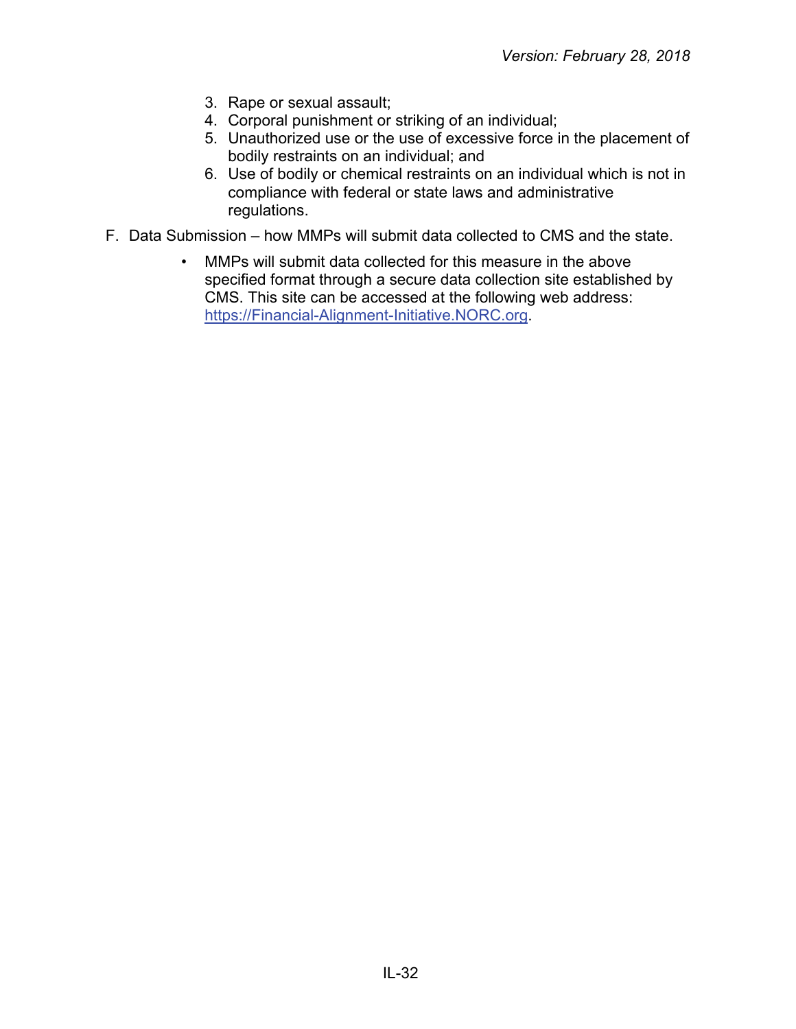3. Rape or sexual assault;
4. Corporal punishment or striking of an individual;
5. Unauthorized use or the use of excessive force in the placement of bodily restraints on an individual; and
6. Use of bodily or chemical restraints on an individual which is not in compliance with federal or state laws and administrative regulations.

F. Data Submission – how MMPs will submit data collected to CMS and the state.

- MMPs will submit data collected for this measure in the above specified format through a secure data collection site established by CMS. This site can be accessed at the following web address: [https://Financial-Alignment-Initiative.NORC.org](https://Financial-Alignment-Initiative.NORC.org).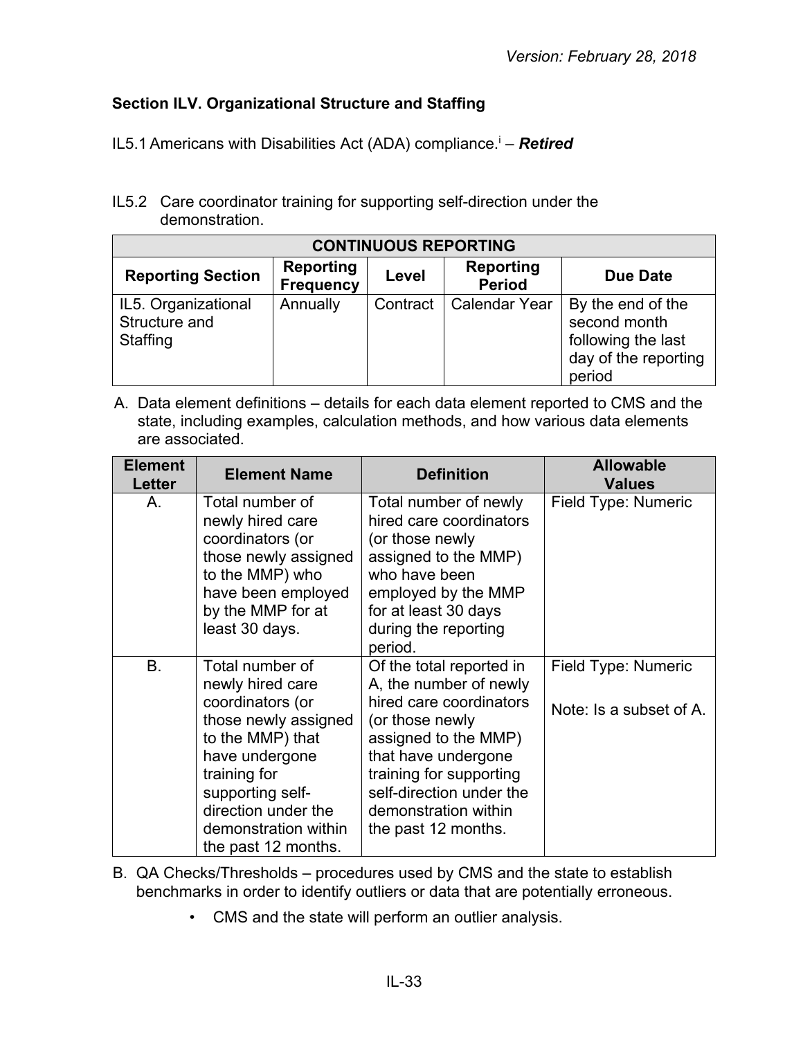## Section ILV. Organizational Structure and Staffing

IL5.1 Americans with Disabilities Act (ADA) compliance.[i] – ***Retired***

IL5.2 Care coordinator training for supporting self-direction under the demonstration.

| CONTINUOUS REPORTING | | | | |
|---|---|---|---|---|
| **Reporting Section** | **Reporting Frequency** | **Level** | **Reporting Period** | **Due Date** |
| IL5. Organizational Structure and Staffing | Annually | Contract | Calendar Year | By the end of the second month following the last day of the reporting period |

A. Data element definitions – details for each data element reported to CMS and the state, including examples, calculation methods, and how various data elements are associated.

| Element Letter | Element Name | Definition | Allowable Values |
|---|---|---|---|
| A. | Total number of newly hired care coordinators (or those newly assigned to the MMP) who have been employed by the MMP for at least 30 days. | Total number of newly hired care coordinators (or those newly assigned to the MMP) who have been employed by the MMP for at least 30 days during the reporting period. | Field Type: Numeric |
| B. | Total number of newly hired care coordinators (or those newly assigned to the MMP) that have undergone training for supporting self-direction under the demonstration within the past 12 months. | Of the total reported in A, the number of newly hired care coordinators (or those newly assigned to the MMP) that have undergone training for supporting self-direction under the demonstration within the past 12 months. | Field Type: Numeric<br><br>Note: Is a subset of A. |

B. QA Checks/Thresholds – procedures used by CMS and the state to establish benchmarks in order to identify outliers or data that are potentially erroneous.

- CMS and the state will perform an outlier analysis.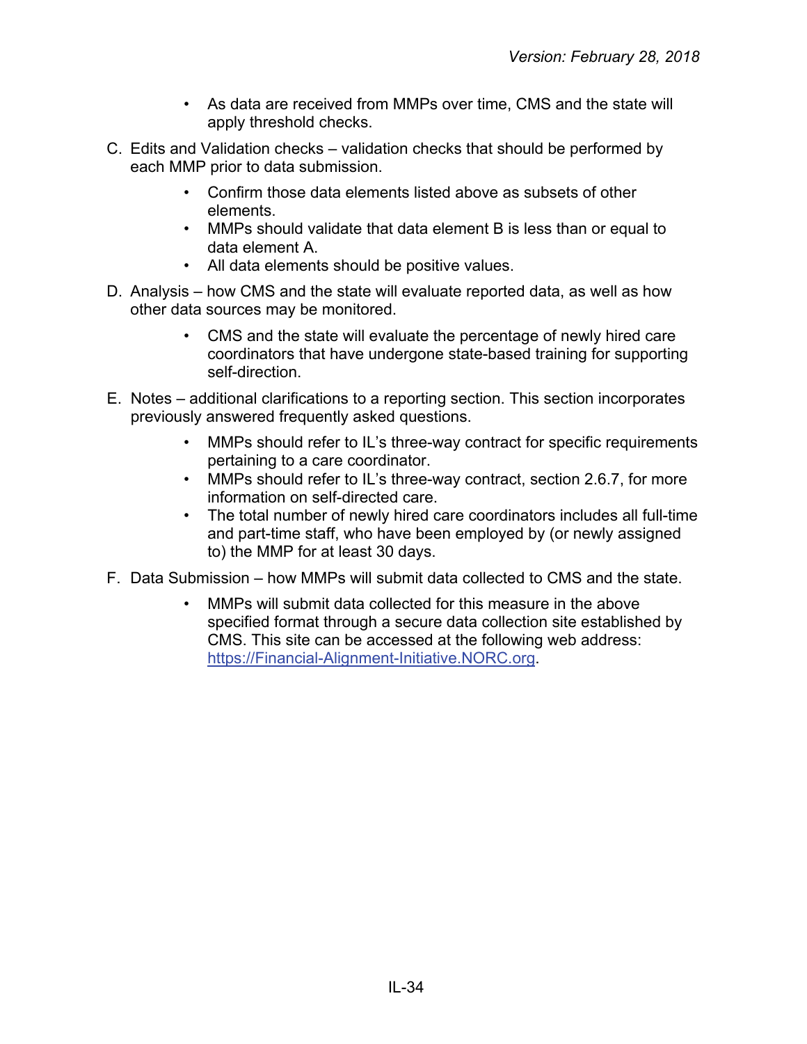- As data are received from MMPs over time, CMS and the state will apply threshold checks.

C. Edits and Validation checks – validation checks that should be performed by each MMP prior to data submission.

- Confirm those data elements listed above as subsets of other elements.
- MMPs should validate that data element B is less than or equal to data element A.
- All data elements should be positive values.

D. Analysis – how CMS and the state will evaluate reported data, as well as how other data sources may be monitored.

- CMS and the state will evaluate the percentage of newly hired care coordinators that have undergone state-based training for supporting self-direction.

E. Notes – additional clarifications to a reporting section. This section incorporates previously answered frequently asked questions.

- MMPs should refer to IL's three-way contract for specific requirements pertaining to a care coordinator.
- MMPs should refer to IL's three-way contract, section 2.6.7, for more information on self-directed care.
- The total number of newly hired care coordinators includes all full-time and part-time staff, who have been employed by (or newly assigned to) the MMP for at least 30 days.

F. Data Submission – how MMPs will submit data collected to CMS and the state.

- MMPs will submit data collected for this measure in the above specified format through a secure data collection site established by CMS. This site can be accessed at the following web address: [https://Financial-Alignment-Initiative.NORC.org](https://Financial-Alignment-Initiative.NORC.org).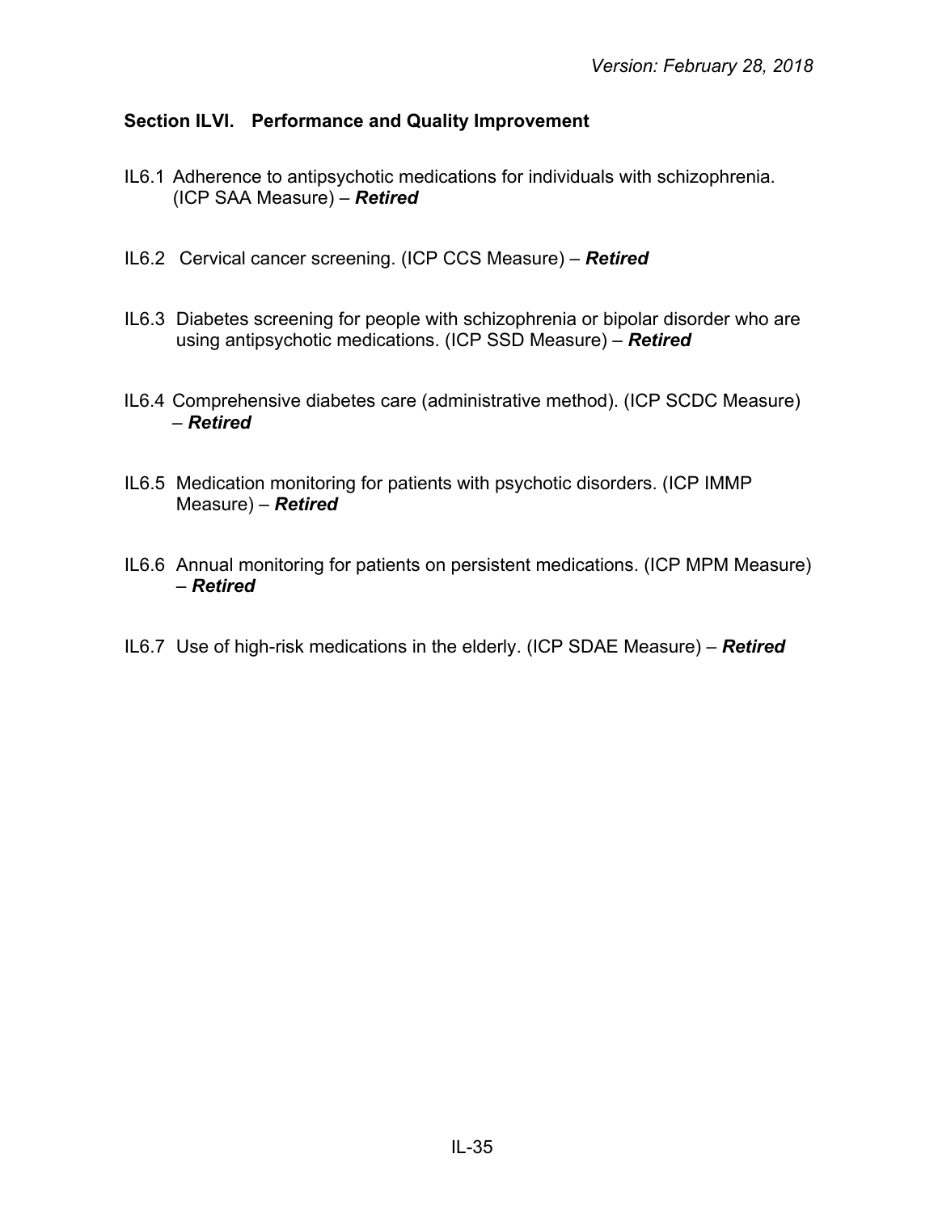## Section ILVI. Performance and Quality Improvement

IL6.1 Adherence to antipsychotic medications for individuals with schizophrenia. (ICP SAA Measure) – ***Retired***

IL6.2 Cervical cancer screening. (ICP CCS Measure) – ***Retired***

IL6.3 Diabetes screening for people with schizophrenia or bipolar disorder who are using antipsychotic medications. (ICP SSD Measure) – ***Retired***

IL6.4 Comprehensive diabetes care (administrative method). (ICP SCDC Measure) – ***Retired***

IL6.5 Medication monitoring for patients with psychotic disorders. (ICP IMMP Measure) – ***Retired***

IL6.6 Annual monitoring for patients on persistent medications. (ICP MPM Measure) – ***Retired***

IL6.7 Use of high-risk medications in the elderly. (ICP SDAE Measure) – ***Retired***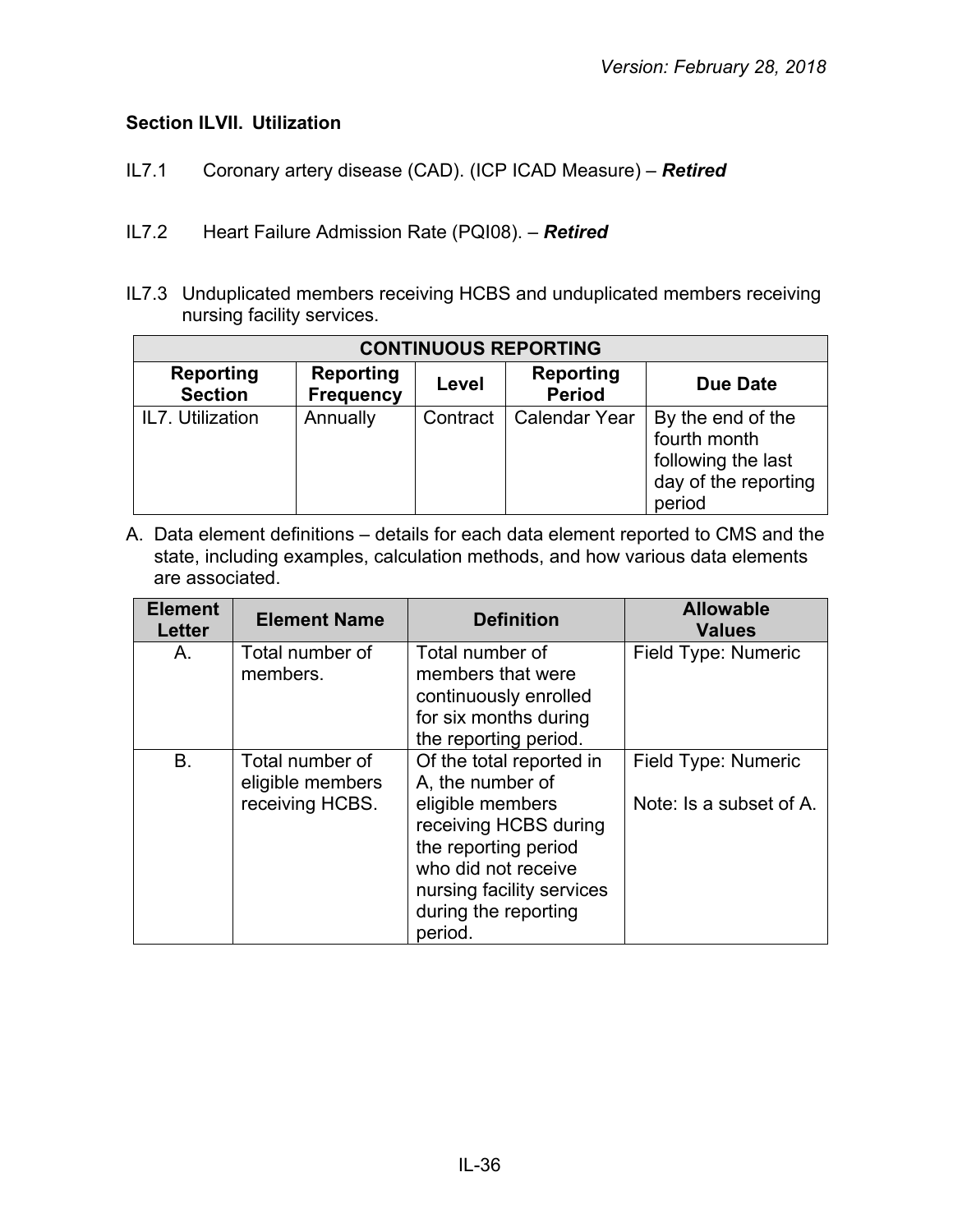### Section ILVII. Utilization

IL7.1 Coronary artery disease (CAD). (ICP ICAD Measure) – ***Retired***

IL7.2 Heart Failure Admission Rate (PQI08). – ***Retired***

IL7.3 Unduplicated members receiving HCBS and unduplicated members receiving nursing facility services.

| CONTINUOUS REPORTING | | | | |
|---|---|---|---|---|
| **Reporting Section** | **Reporting Frequency** | **Level** | **Reporting Period** | **Due Date** |
| IL7. Utilization | Annually | Contract | Calendar Year | By the end of the fourth month following the last day of the reporting period |

A. Data element definitions – details for each data element reported to CMS and the state, including examples, calculation methods, and how various data elements are associated.

| Element Letter | Element Name | Definition | Allowable Values |
|---|---|---|---|
| A. | Total number of members. | Total number of members that were continuously enrolled for six months during the reporting period. | Field Type: Numeric |
| B. | Total number of eligible members receiving HCBS. | Of the total reported in A, the number of eligible members receiving HCBS during the reporting period who did not receive nursing facility services during the reporting period. | Field Type: Numeric<br><br>Note: Is a subset of A. |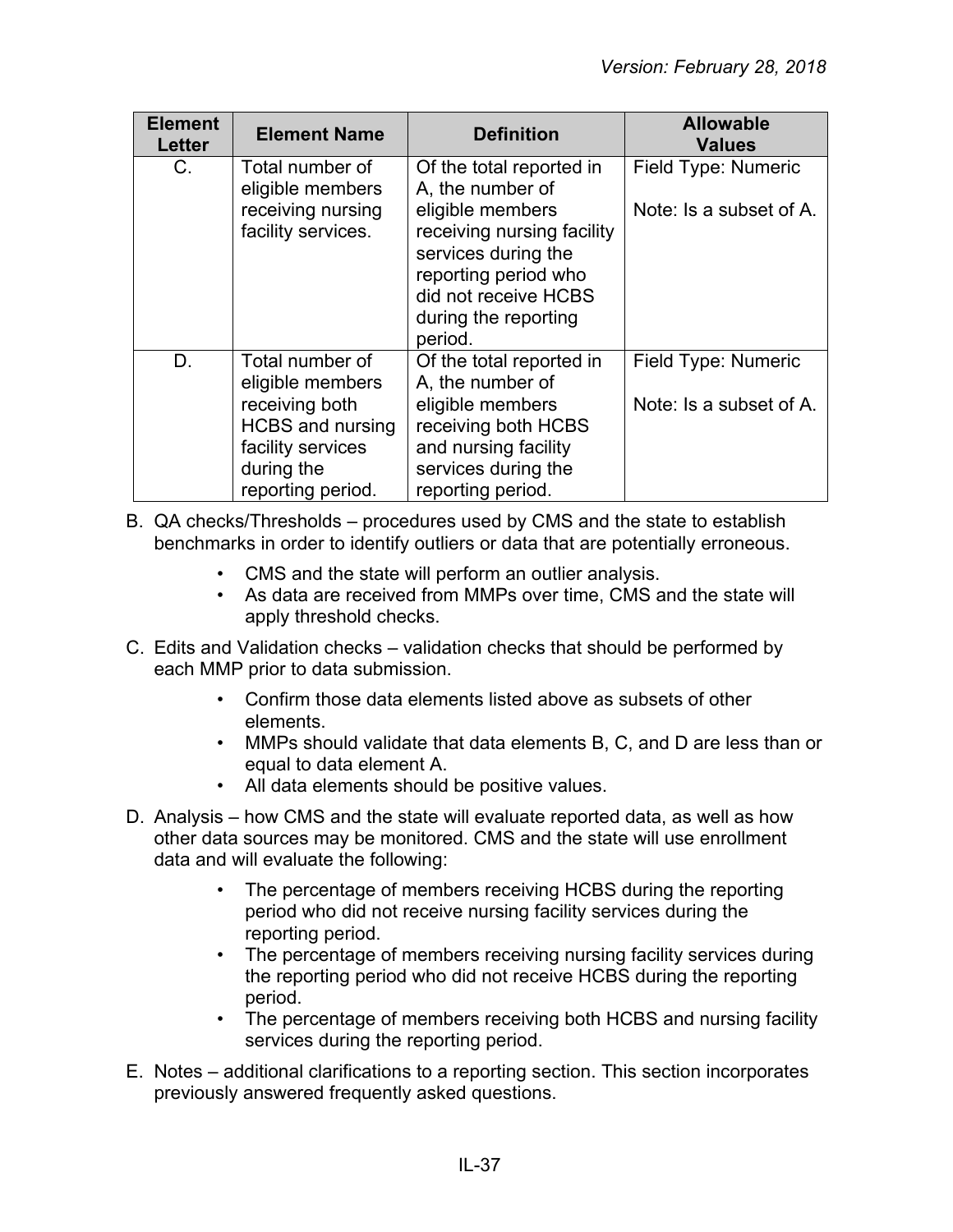| Element Letter | Element Name | Definition | Allowable Values |
|---|---|---|---|
| C. | Total number of eligible members receiving nursing facility services. | Of the total reported in A, the number of eligible members receiving nursing facility services during the reporting period who did not receive HCBS during the reporting period. | Field Type: Numeric<br><br>Note: Is a subset of A. |
| D. | Total number of eligible members receiving both HCBS and nursing facility services during the reporting period. | Of the total reported in A, the number of eligible members receiving both HCBS and nursing facility services during the reporting period. | Field Type: Numeric<br><br>Note: Is a subset of A. |

B. QA checks/Thresholds – procedures used by CMS and the state to establish benchmarks in order to identify outliers or data that are potentially erroneous.

- CMS and the state will perform an outlier analysis.
- As data are received from MMPs over time, CMS and the state will apply threshold checks.

C. Edits and Validation checks – validation checks that should be performed by each MMP prior to data submission.

- Confirm those data elements listed above as subsets of other elements.
- MMPs should validate that data elements B, C, and D are less than or equal to data element A.
- All data elements should be positive values.

D. Analysis – how CMS and the state will evaluate reported data, as well as how other data sources may be monitored. CMS and the state will use enrollment data and will evaluate the following:

- The percentage of members receiving HCBS during the reporting period who did not receive nursing facility services during the reporting period.
- The percentage of members receiving nursing facility services during the reporting period who did not receive HCBS during the reporting period.
- The percentage of members receiving both HCBS and nursing facility services during the reporting period.

E. Notes – additional clarifications to a reporting section. This section incorporates previously answered frequently asked questions.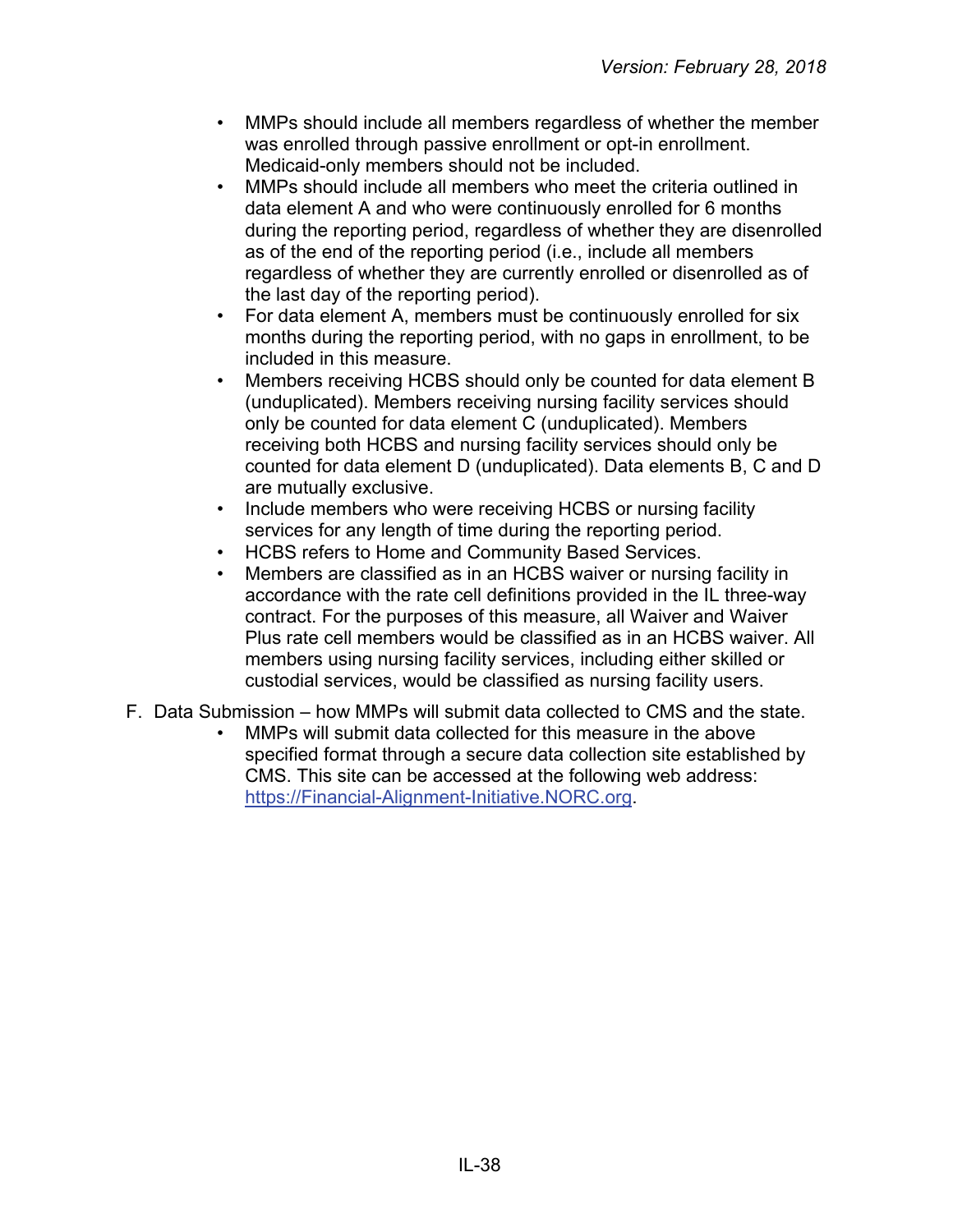- MMPs should include all members regardless of whether the member was enrolled through passive enrollment or opt-in enrollment. Medicaid-only members should not be included.
- MMPs should include all members who meet the criteria outlined in data element A and who were continuously enrolled for 6 months during the reporting period, regardless of whether they are disenrolled as of the end of the reporting period (i.e., include all members regardless of whether they are currently enrolled or disenrolled as of the last day of the reporting period).
- For data element A, members must be continuously enrolled for six months during the reporting period, with no gaps in enrollment, to be included in this measure.
- Members receiving HCBS should only be counted for data element B (unduplicated). Members receiving nursing facility services should only be counted for data element C (unduplicated). Members receiving both HCBS and nursing facility services should only be counted for data element D (unduplicated). Data elements B, C and D are mutually exclusive.
- Include members who were receiving HCBS or nursing facility services for any length of time during the reporting period.
- HCBS refers to Home and Community Based Services.
- Members are classified as in an HCBS waiver or nursing facility in accordance with the rate cell definitions provided in the IL three-way contract. For the purposes of this measure, all Waiver and Waiver Plus rate cell members would be classified as in an HCBS waiver. All members using nursing facility services, including either skilled or custodial services, would be classified as nursing facility users.

F. Data Submission – how MMPs will submit data collected to CMS and the state.

- MMPs will submit data collected for this measure in the above specified format through a secure data collection site established by CMS. This site can be accessed at the following web address: [https://Financial-Alignment-Initiative.NORC.org](https://Financial-Alignment-Initiative.NORC.org).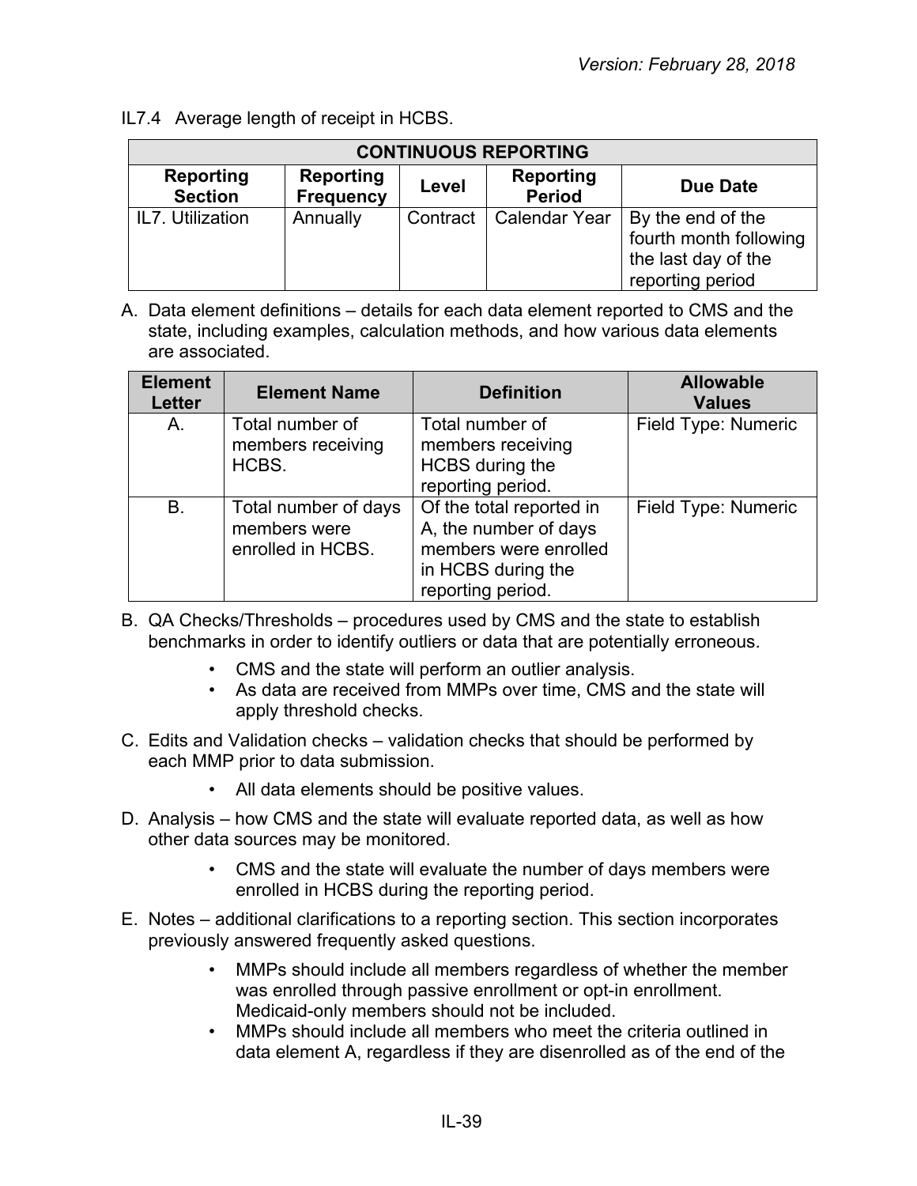IL7.4 Average length of receipt in HCBS.

| CONTINUOUS REPORTING | | | | |
|---|---|---|---|---|
| **Reporting Section** | **Reporting Frequency** | **Level** | **Reporting Period** | **Due Date** |
| IL7. Utilization | Annually | Contract | Calendar Year | By the end of the fourth month following the last day of the reporting period |

A. Data element definitions – details for each data element reported to CMS and the state, including examples, calculation methods, and how various data elements are associated.

| Element Letter | Element Name | Definition | Allowable Values |
|---|---|---|---|
| A. | Total number of members receiving HCBS. | Total number of members receiving HCBS during the reporting period. | Field Type: Numeric |
| B. | Total number of days members were enrolled in HCBS. | Of the total reported in A, the number of days members were enrolled in HCBS during the reporting period. | Field Type: Numeric |

B. QA Checks/Thresholds – procedures used by CMS and the state to establish benchmarks in order to identify outliers or data that are potentially erroneous.

- CMS and the state will perform an outlier analysis.
- As data are received from MMPs over time, CMS and the state will apply threshold checks.

C. Edits and Validation checks – validation checks that should be performed by each MMP prior to data submission.

- All data elements should be positive values.

D. Analysis – how CMS and the state will evaluate reported data, as well as how other data sources may be monitored.

- CMS and the state will evaluate the number of days members were enrolled in HCBS during the reporting period.

E. Notes – additional clarifications to a reporting section. This section incorporates previously answered frequently asked questions.

- MMPs should include all members regardless of whether the member was enrolled through passive enrollment or opt-in enrollment. Medicaid-only members should not be included.
- MMPs should include all members who meet the criteria outlined in data element A, regardless if they are disenrolled as of the end of the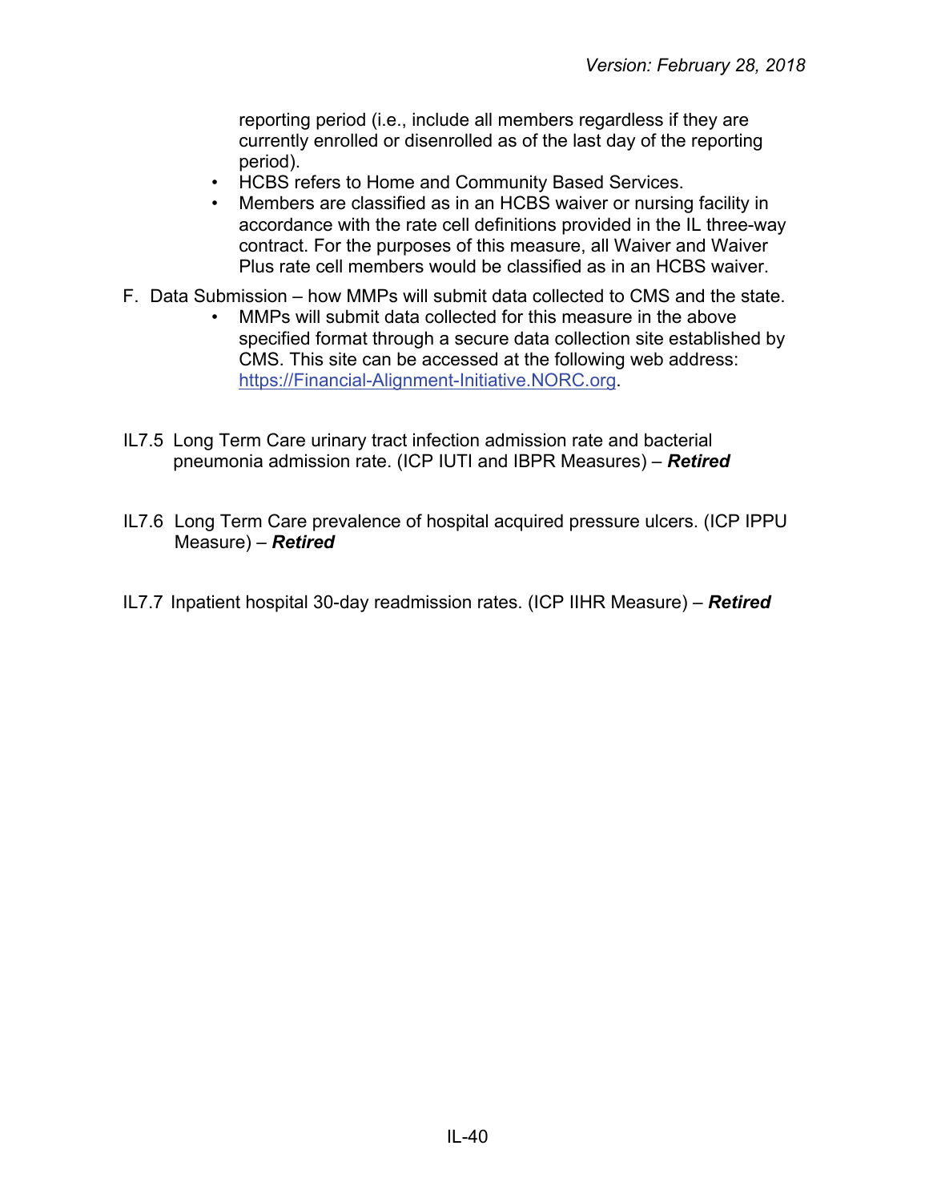reporting period (i.e., include all members regardless if they are currently enrolled or disenrolled as of the last day of the reporting period).

- HCBS refers to Home and Community Based Services.
- Members are classified as in an HCBS waiver or nursing facility in accordance with the rate cell definitions provided in the IL three-way contract. For the purposes of this measure, all Waiver and Waiver Plus rate cell members would be classified as in an HCBS waiver.

F. Data Submission – how MMPs will submit data collected to CMS and the state.

- MMPs will submit data collected for this measure in the above specified format through a secure data collection site established by CMS. This site can be accessed at the following web address: https://Financial-Alignment-Initiative.NORC.org.

IL7.5 Long Term Care urinary tract infection admission rate and bacterial pneumonia admission rate. (ICP IUTI and IBPR Measures) – ***Retired***

IL7.6 Long Term Care prevalence of hospital acquired pressure ulcers. (ICP IPPU Measure) – ***Retired***

IL7.7 Inpatient hospital 30-day readmission rates. (ICP IIHR Measure) – ***Retired***